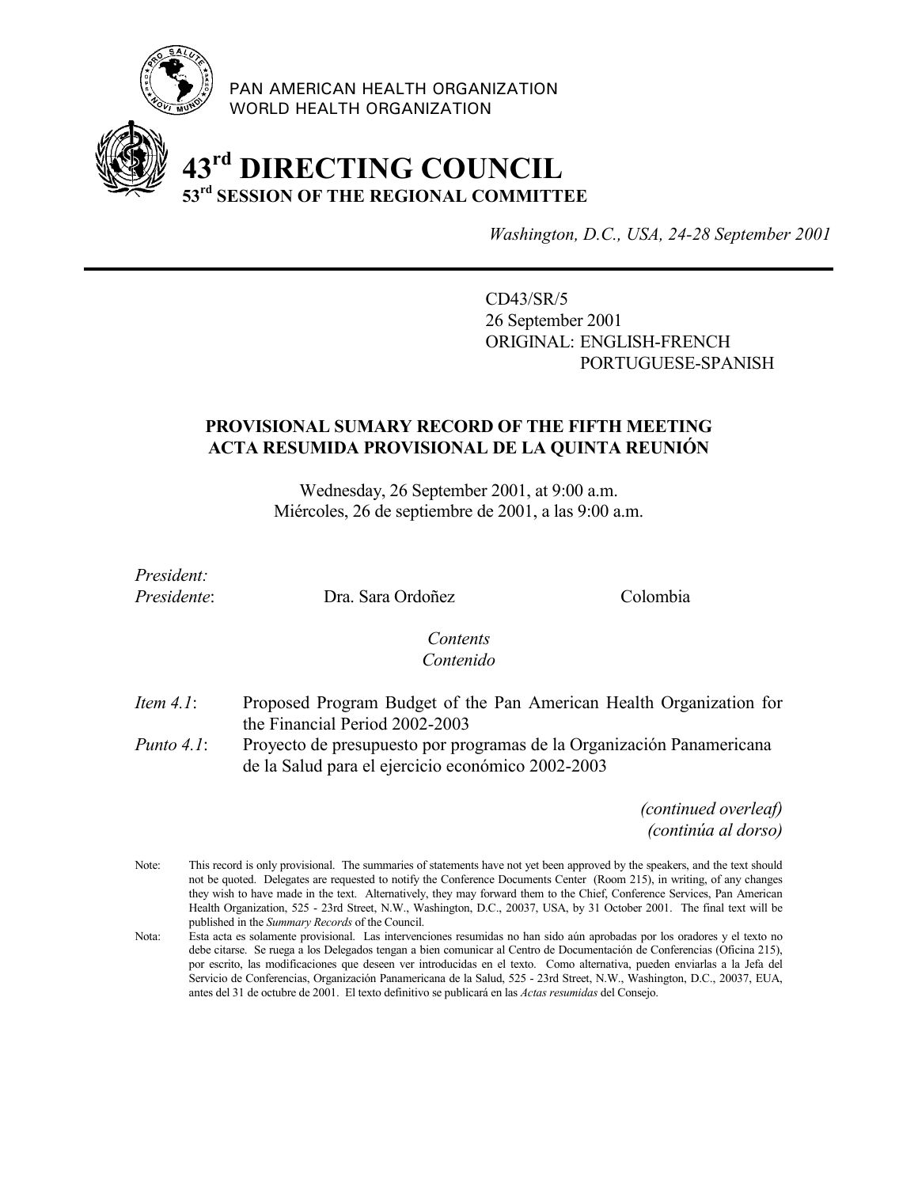PAN AMERICAN HEALTH ORGANIZATION
WORLD HEALTH ORGANIZATION

# 43rd DIRECTING COUNCIL
## 53rd SESSION OF THE REGIONAL COMMITTEE

*Washington, D.C., USA, 24-28 September 2001*

---

CD43/SR/5
26 September 2001
ORIGINAL: ENGLISH-FRENCH
PORTUGUESE-SPANISH

**PROVISIONAL SUMARY RECORD OF THE FIFTH MEETING**
**ACTA RESUMIDA PROVISIONAL DE LA QUINTA REUNIÓN**

Wednesday, 26 September 2001, at 9:00 a.m.
Miércoles, 26 de septiembre de 2001, a las 9:00 a.m.

*President:*
*Presidente*: Dra. Sara Ordoñez Colombia

*Contents*
*Contenido*

*Item 4.1*: Proposed Program Budget of the Pan American Health Organization for the Financial Period 2002-2003
*Punto 4.1*: Proyecto de presupuesto por programas de la Organización Panamericana de la Salud para el ejercicio económico 2002-2003

*(continued overleaf)*
*(continúa al dorso)*

Note: This record is only provisional. The summaries of statements have not yet been approved by the speakers, and the text should not be quoted. Delegates are requested to notify the Conference Documents Center (Room 215), in writing, of any changes they wish to have made in the text. Alternatively, they may forward them to the Chief, Conference Services, Pan American Health Organization, 525 - 23rd Street, N.W., Washington, D.C., 20037, USA, by 31 October 2001. The final text will be published in the *Summary Records* of the Council.

Nota: Esta acta es solamente provisional. Las intervenciones resumidas no han sido aún aprobadas por los oradores y el texto no debe citarse. Se ruega a los Delegados tengan a bien comunicar al Centro de Documentación de Conferencias (Oficina 215), por escrito, las modificaciones que deseen ver introducidas en el texto. Como alternativa, pueden enviarlas a la Jefa del Servicio de Conferencias, Organización Panamericana de la Salud, 525 - 23rd Street, N.W., Washington, D.C., 20037, EUA, antes del 31 de octubre de 2001. El texto definitivo se publicará en las *Actas resumidas* del Consejo.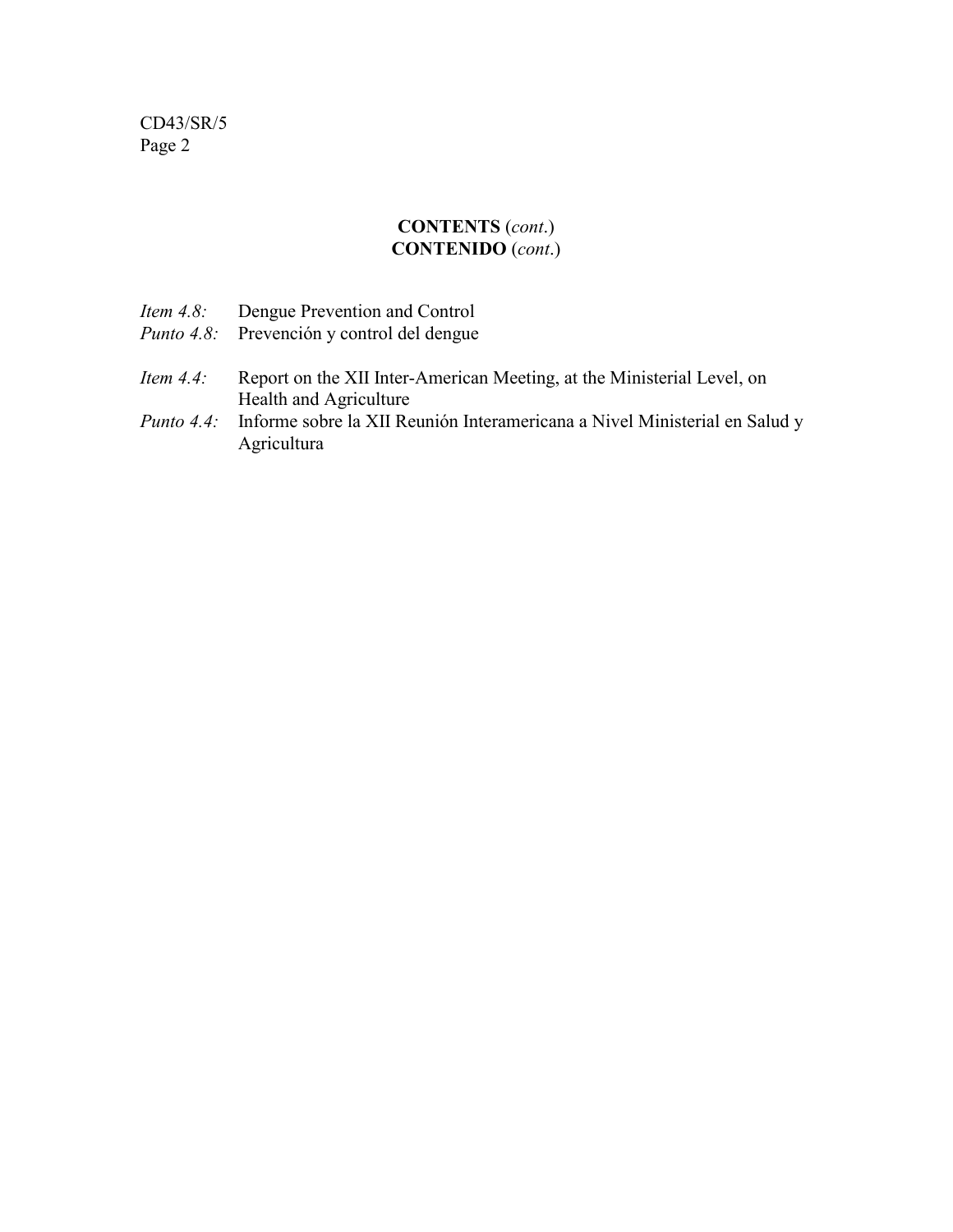**CONTENTS** (*cont.*)
**CONTENIDO** (*cont.*)

*Item 4.8:* Dengue Prevention and Control
*Punto 4.8:* Prevención y control del dengue

*Item 4.4:* Report on the XII Inter-American Meeting, at the Ministerial Level, on Health and Agriculture
*Punto 4.4:* Informe sobre la XII Reunión Interamericana a Nivel Ministerial en Salud y Agricultura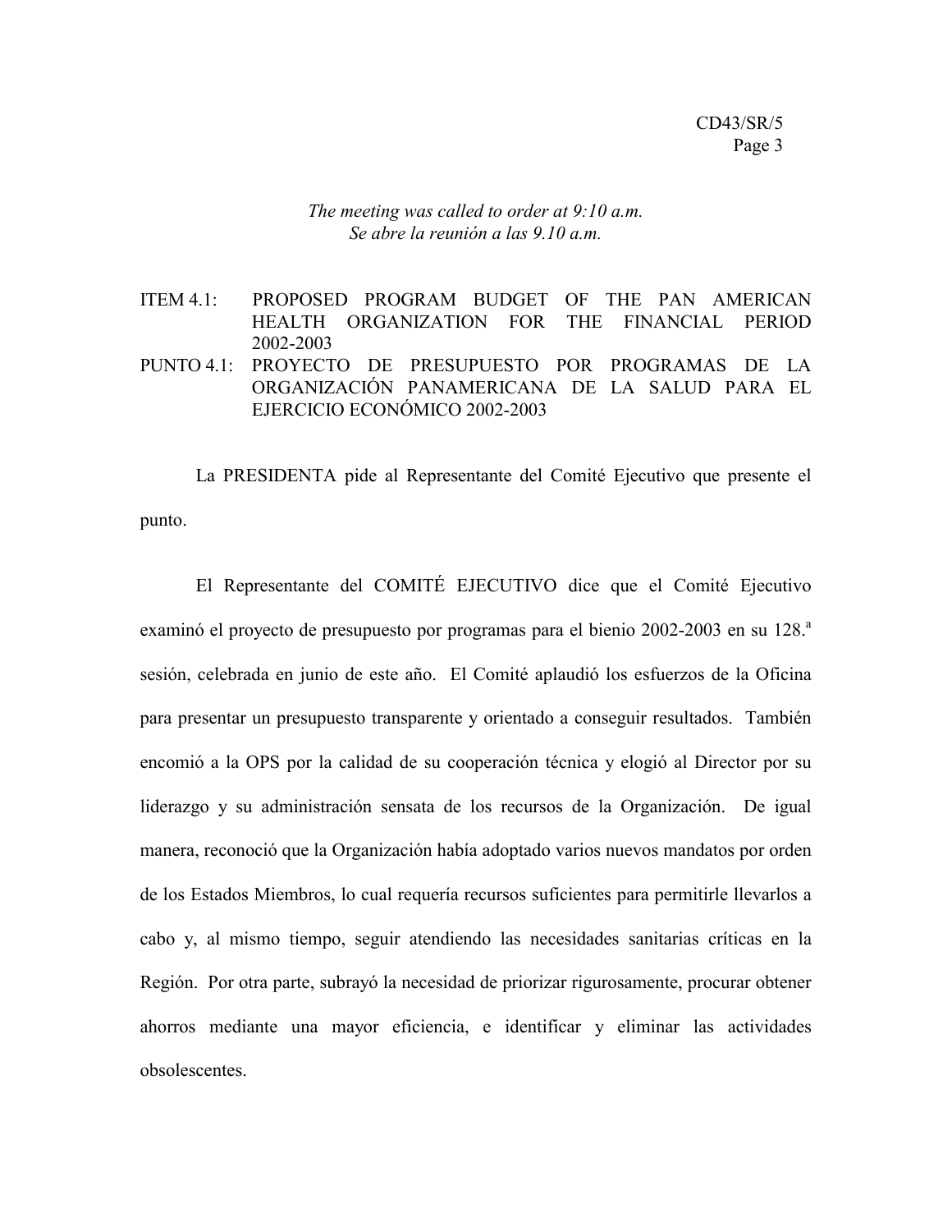*The meeting was called to order at 9:10 a.m.*
*Se abre la reunión a las 9.10 a.m.*

ITEM 4.1: PROPOSED PROGRAM BUDGET OF THE PAN AMERICAN HEALTH ORGANIZATION FOR THE FINANCIAL PERIOD 2002-2003
PUNTO 4.1: PROYECTO DE PRESUPUESTO POR PROGRAMAS DE LA ORGANIZACIÓN PANAMERICANA DE LA SALUD PARA EL EJERCICIO ECONÓMICO 2002-2003

La PRESIDENTA pide al Representante del Comité Ejecutivo que presente el punto.

El Representante del COMITÉ EJECUTIVO dice que el Comité Ejecutivo examinó el proyecto de presupuesto por programas para el bienio 2002-2003 en su 128.ª sesión, celebrada en junio de este año. El Comité aplaudió los esfuerzos de la Oficina para presentar un presupuesto transparente y orientado a conseguir resultados. También encomió a la OPS por la calidad de su cooperación técnica y elogió al Director por su liderazgo y su administración sensata de los recursos de la Organización. De igual manera, reconoció que la Organización había adoptado varios nuevos mandatos por orden de los Estados Miembros, lo cual requería recursos suficientes para permitirle llevarlos a cabo y, al mismo tiempo, seguir atendiendo las necesidades sanitarias críticas en la Región. Por otra parte, subrayó la necesidad de priorizar rigurosamente, procurar obtener ahorros mediante una mayor eficiencia, e identificar y eliminar las actividades obsolescentes.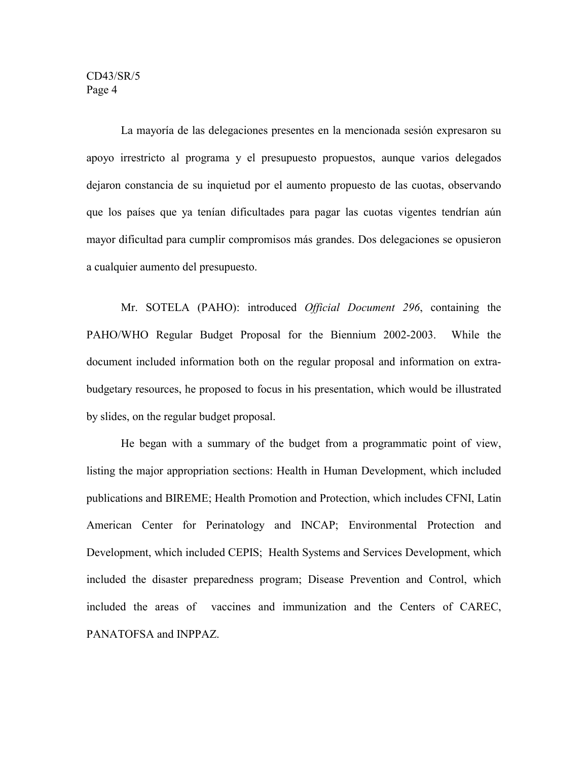La mayoría de las delegaciones presentes en la mencionada sesión expresaron su apoyo irrestricto al programa y el presupuesto propuestos, aunque varios delegados dejaron constancia de su inquietud por el aumento propuesto de las cuotas, observando que los países que ya tenían dificultades para pagar las cuotas vigentes tendrían aún mayor dificultad para cumplir compromisos más grandes. Dos delegaciones se opusieron a cualquier aumento del presupuesto.

Mr. SOTELA (PAHO): introduced *Official Document 296*, containing the PAHO/WHO Regular Budget Proposal for the Biennium 2002-2003. While the document included information both on the regular proposal and information on extra-budgetary resources, he proposed to focus in his presentation, which would be illustrated by slides, on the regular budget proposal.

He began with a summary of the budget from a programmatic point of view, listing the major appropriation sections: Health in Human Development, which included publications and BIREME; Health Promotion and Protection, which includes CFNI, Latin American Center for Perinatology and INCAP; Environmental Protection and Development, which included CEPIS; Health Systems and Services Development, which included the disaster preparedness program; Disease Prevention and Control, which included the areas of vaccines and immunization and the Centers of CAREC, PANATOFSA and INPPAZ.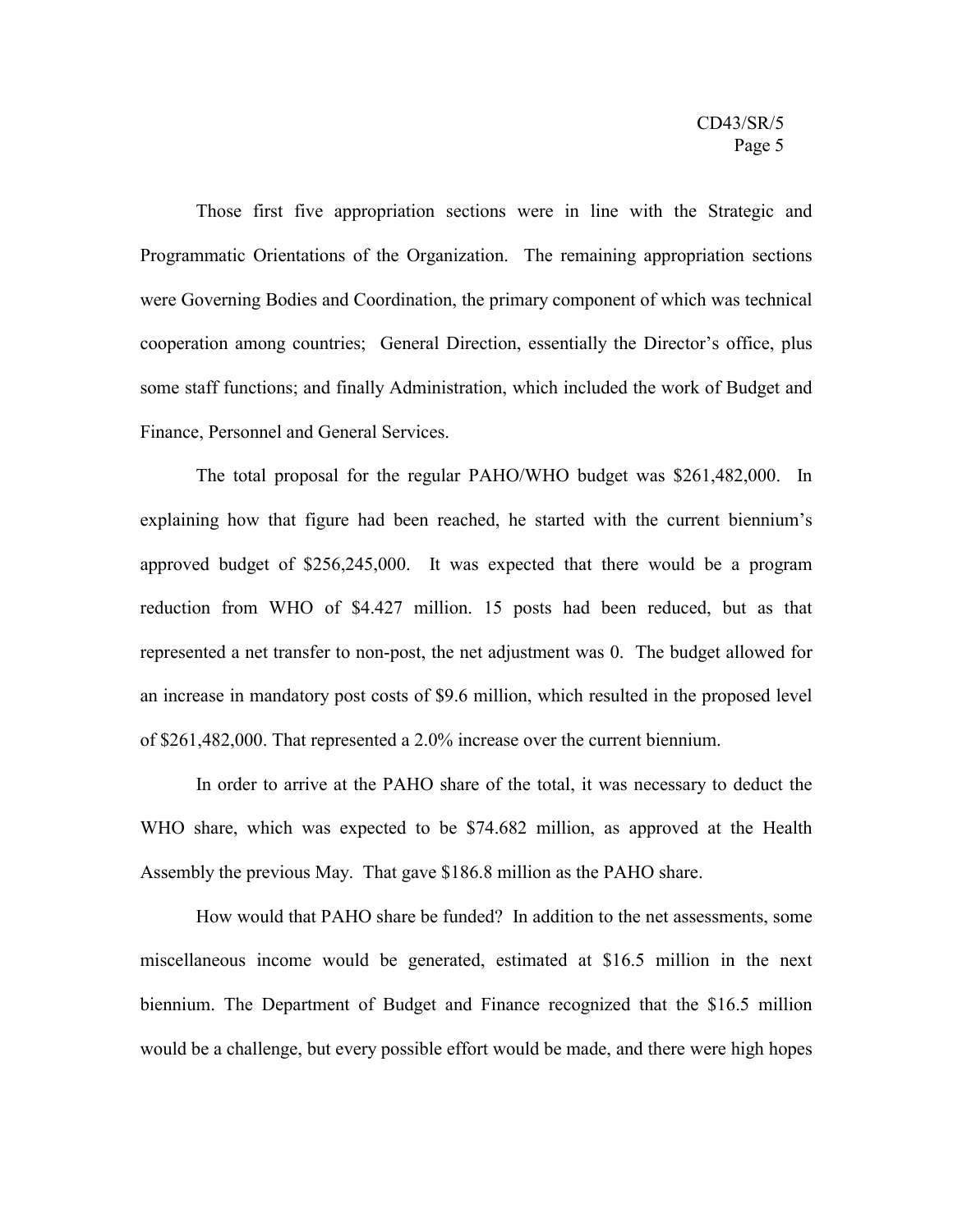Those first five appropriation sections were in line with the Strategic and Programmatic Orientations of the Organization. The remaining appropriation sections were Governing Bodies and Coordination, the primary component of which was technical cooperation among countries; General Direction, essentially the Director's office, plus some staff functions; and finally Administration, which included the work of Budget and Finance, Personnel and General Services.

The total proposal for the regular PAHO/WHO budget was $261,482,000. In explaining how that figure had been reached, he started with the current biennium's approved budget of $256,245,000. It was expected that there would be a program reduction from WHO of $4.427 million. 15 posts had been reduced, but as that represented a net transfer to non-post, the net adjustment was 0. The budget allowed for an increase in mandatory post costs of $9.6 million, which resulted in the proposed level of $261,482,000. That represented a 2.0% increase over the current biennium.

In order to arrive at the PAHO share of the total, it was necessary to deduct the WHO share, which was expected to be $74.682 million, as approved at the Health Assembly the previous May. That gave $186.8 million as the PAHO share.

How would that PAHO share be funded? In addition to the net assessments, some miscellaneous income would be generated, estimated at $16.5 million in the next biennium. The Department of Budget and Finance recognized that the $16.5 million would be a challenge, but every possible effort would be made, and there were high hopes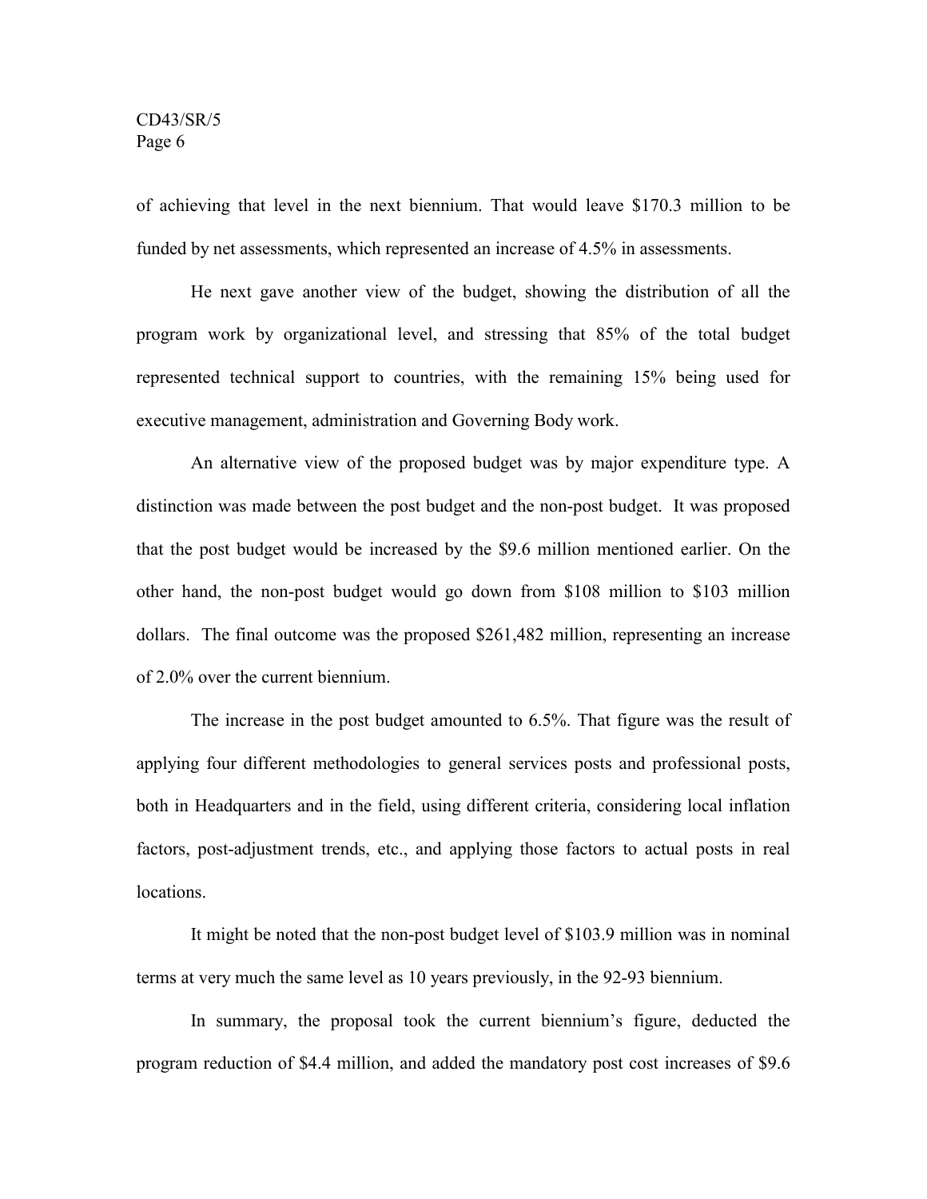of achieving that level in the next biennium. That would leave $170.3 million to be funded by net assessments, which represented an increase of 4.5% in assessments.

He next gave another view of the budget, showing the distribution of all the program work by organizational level, and stressing that 85% of the total budget represented technical support to countries, with the remaining 15% being used for executive management, administration and Governing Body work.

An alternative view of the proposed budget was by major expenditure type. A distinction was made between the post budget and the non-post budget. It was proposed that the post budget would be increased by the $9.6 million mentioned earlier. On the other hand, the non-post budget would go down from $108 million to $103 million dollars. The final outcome was the proposed $261,482 million, representing an increase of 2.0% over the current biennium.

The increase in the post budget amounted to 6.5%. That figure was the result of applying four different methodologies to general services posts and professional posts, both in Headquarters and in the field, using different criteria, considering local inflation factors, post-adjustment trends, etc., and applying those factors to actual posts in real locations.

It might be noted that the non-post budget level of $103.9 million was in nominal terms at very much the same level as 10 years previously, in the 92-93 biennium.

In summary, the proposal took the current biennium's figure, deducted the program reduction of $4.4 million, and added the mandatory post cost increases of $9.6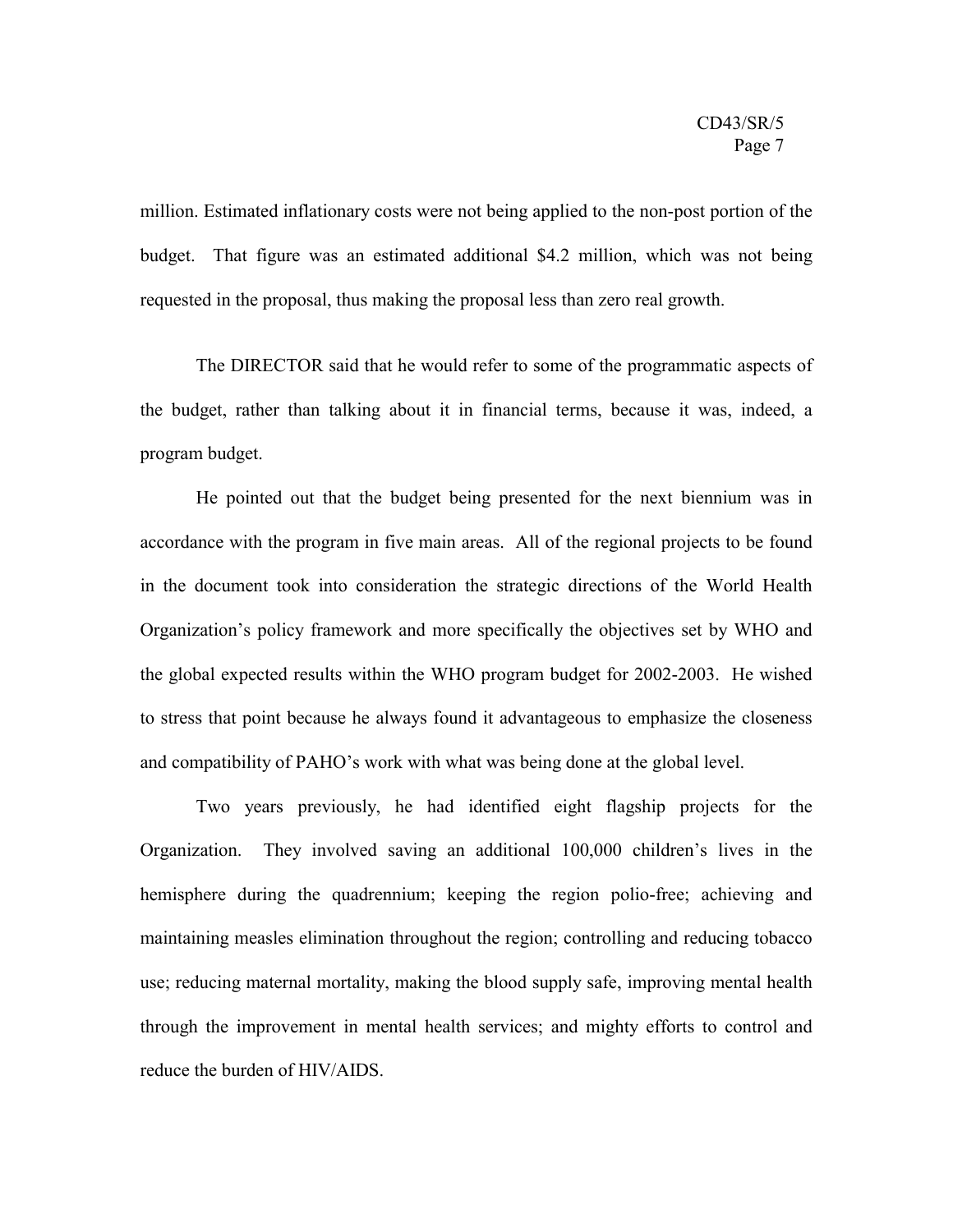million. Estimated inflationary costs were not being applied to the non-post portion of the budget. That figure was an estimated additional $4.2 million, which was not being requested in the proposal, thus making the proposal less than zero real growth.

The DIRECTOR said that he would refer to some of the programmatic aspects of the budget, rather than talking about it in financial terms, because it was, indeed, a program budget.

He pointed out that the budget being presented for the next biennium was in accordance with the program in five main areas. All of the regional projects to be found in the document took into consideration the strategic directions of the World Health Organization's policy framework and more specifically the objectives set by WHO and the global expected results within the WHO program budget for 2002-2003. He wished to stress that point because he always found it advantageous to emphasize the closeness and compatibility of PAHO's work with what was being done at the global level.

Two years previously, he had identified eight flagship projects for the Organization. They involved saving an additional 100,000 children's lives in the hemisphere during the quadrennium; keeping the region polio-free; achieving and maintaining measles elimination throughout the region; controlling and reducing tobacco use; reducing maternal mortality, making the blood supply safe, improving mental health through the improvement in mental health services; and mighty efforts to control and reduce the burden of HIV/AIDS.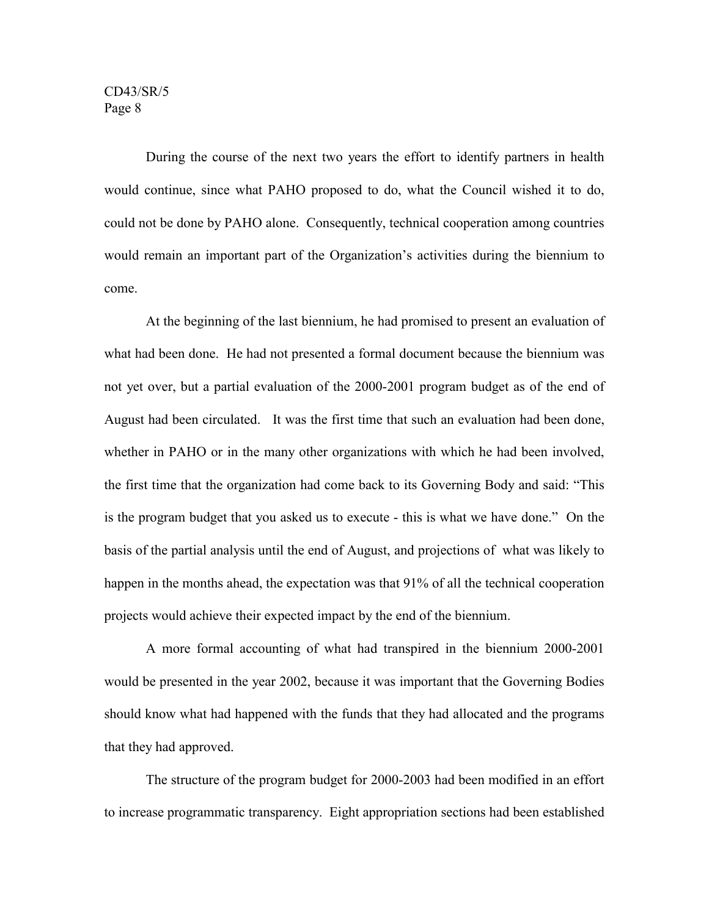During the course of the next two years the effort to identify partners in health would continue, since what PAHO proposed to do, what the Council wished it to do, could not be done by PAHO alone. Consequently, technical cooperation among countries would remain an important part of the Organization's activities during the biennium to come.

At the beginning of the last biennium, he had promised to present an evaluation of what had been done. He had not presented a formal document because the biennium was not yet over, but a partial evaluation of the 2000-2001 program budget as of the end of August had been circulated. It was the first time that such an evaluation had been done, whether in PAHO or in the many other organizations with which he had been involved, the first time that the organization had come back to its Governing Body and said: "This is the program budget that you asked us to execute - this is what we have done." On the basis of the partial analysis until the end of August, and projections of what was likely to happen in the months ahead, the expectation was that 91% of all the technical cooperation projects would achieve their expected impact by the end of the biennium.

A more formal accounting of what had transpired in the biennium 2000-2001 would be presented in the year 2002, because it was important that the Governing Bodies should know what had happened with the funds that they had allocated and the programs that they had approved.

The structure of the program budget for 2000-2003 had been modified in an effort to increase programmatic transparency. Eight appropriation sections had been established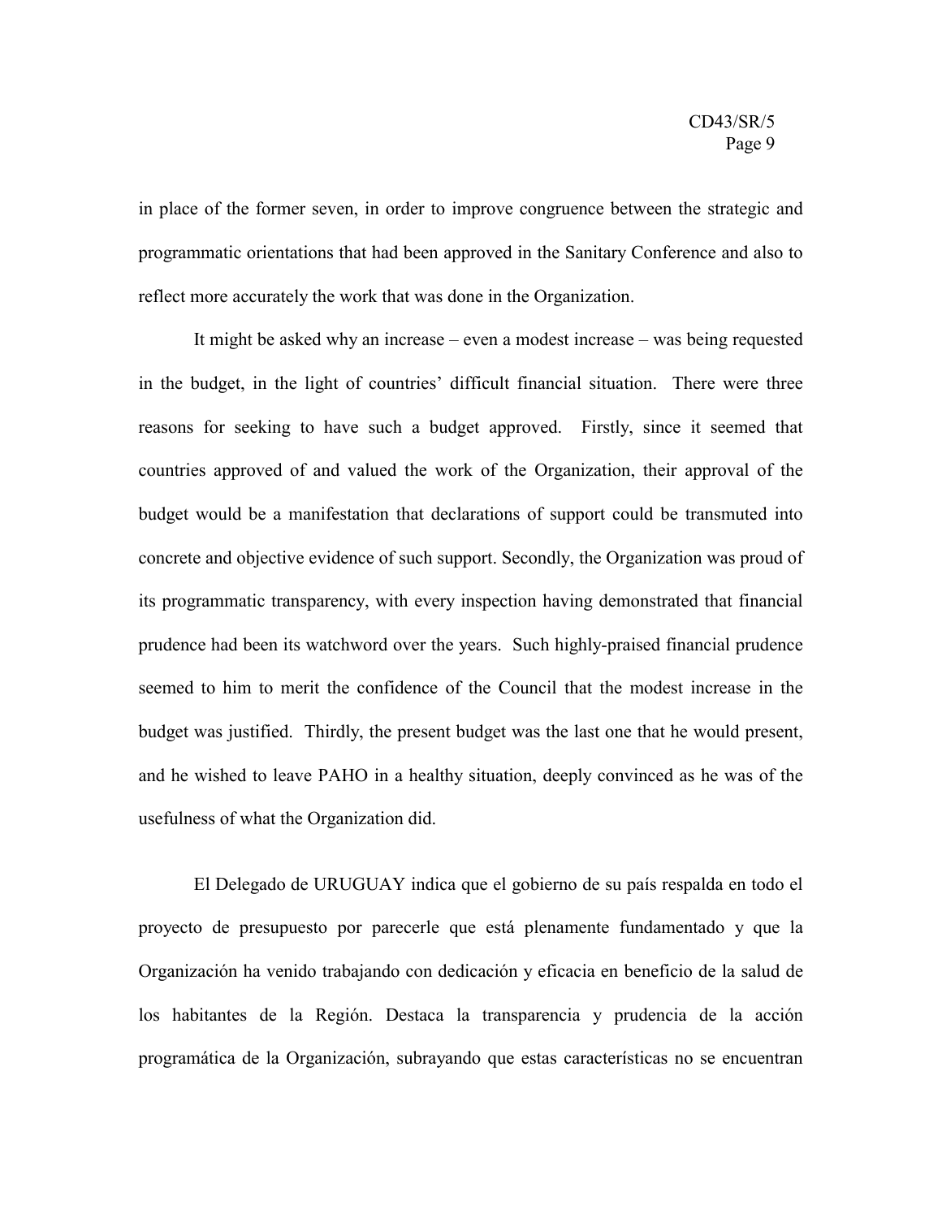in place of the former seven, in order to improve congruence between the strategic and programmatic orientations that had been approved in the Sanitary Conference and also to reflect more accurately the work that was done in the Organization.

It might be asked why an increase – even a modest increase – was being requested in the budget, in the light of countries' difficult financial situation. There were three reasons for seeking to have such a budget approved. Firstly, since it seemed that countries approved of and valued the work of the Organization, their approval of the budget would be a manifestation that declarations of support could be transmuted into concrete and objective evidence of such support. Secondly, the Organization was proud of its programmatic transparency, with every inspection having demonstrated that financial prudence had been its watchword over the years. Such highly-praised financial prudence seemed to him to merit the confidence of the Council that the modest increase in the budget was justified. Thirdly, the present budget was the last one that he would present, and he wished to leave PAHO in a healthy situation, deeply convinced as he was of the usefulness of what the Organization did.

El Delegado de URUGUAY indica que el gobierno de su país respalda en todo el proyecto de presupuesto por parecerle que está plenamente fundamentado y que la Organización ha venido trabajando con dedicación y eficacia en beneficio de la salud de los habitantes de la Región. Destaca la transparencia y prudencia de la acción programática de la Organización, subrayando que estas características no se encuentran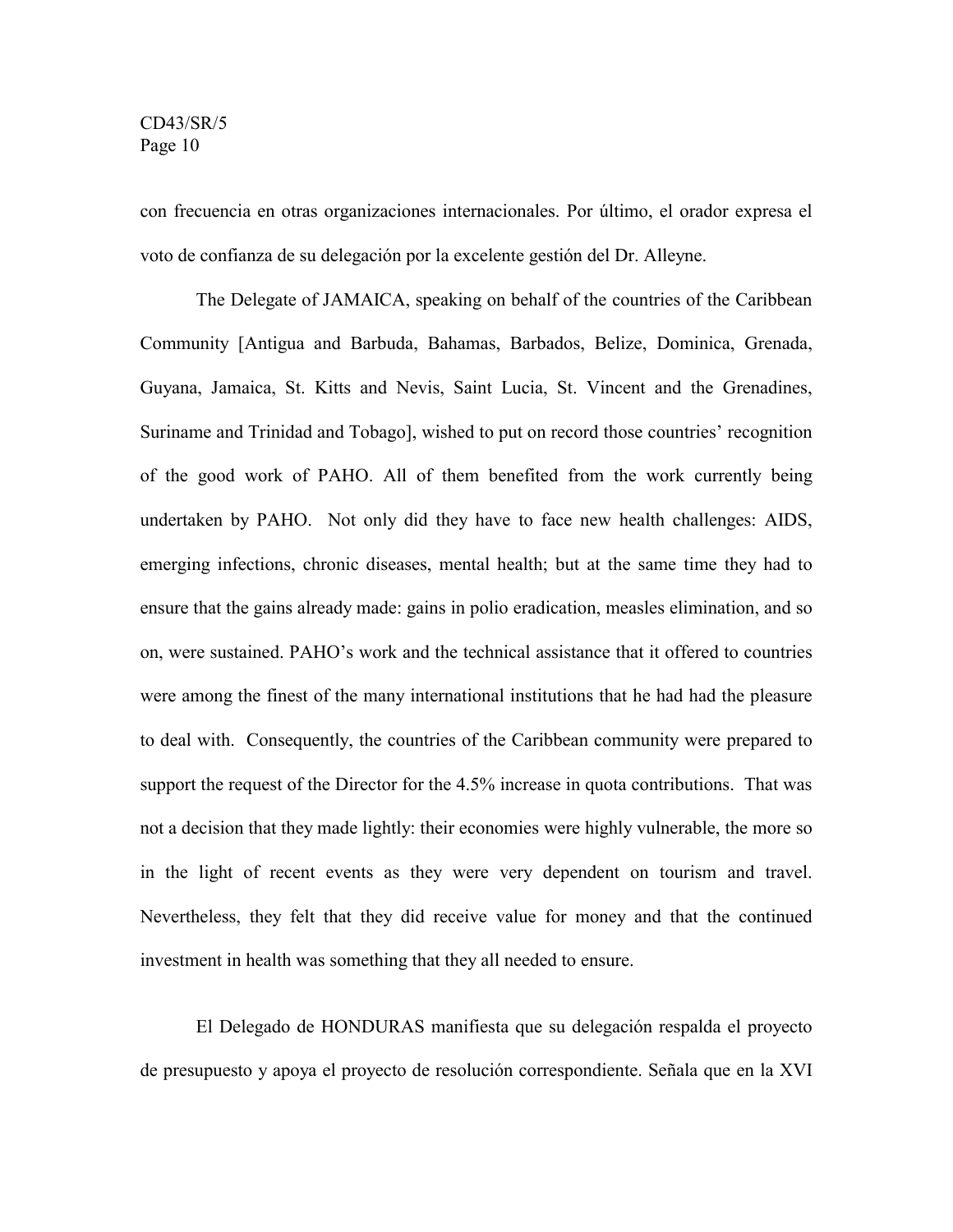con frecuencia en otras organizaciones internacionales. Por último, el orador expresa el voto de confianza de su delegación por la excelente gestión del Dr. Alleyne.

The Delegate of JAMAICA, speaking on behalf of the countries of the Caribbean Community [Antigua and Barbuda, Bahamas, Barbados, Belize, Dominica, Grenada, Guyana, Jamaica, St. Kitts and Nevis, Saint Lucia, St. Vincent and the Grenadines, Suriname and Trinidad and Tobago], wished to put on record those countries' recognition of the good work of PAHO. All of them benefited from the work currently being undertaken by PAHO. Not only did they have to face new health challenges: AIDS, emerging infections, chronic diseases, mental health; but at the same time they had to ensure that the gains already made: gains in polio eradication, measles elimination, and so on, were sustained. PAHO's work and the technical assistance that it offered to countries were among the finest of the many international institutions that he had had the pleasure to deal with. Consequently, the countries of the Caribbean community were prepared to support the request of the Director for the 4.5% increase in quota contributions. That was not a decision that they made lightly: their economies were highly vulnerable, the more so in the light of recent events as they were very dependent on tourism and travel. Nevertheless, they felt that they did receive value for money and that the continued investment in health was something that they all needed to ensure.

El Delegado de HONDURAS manifiesta que su delegación respalda el proyecto de presupuesto y apoya el proyecto de resolución correspondiente. Señala que en la XVI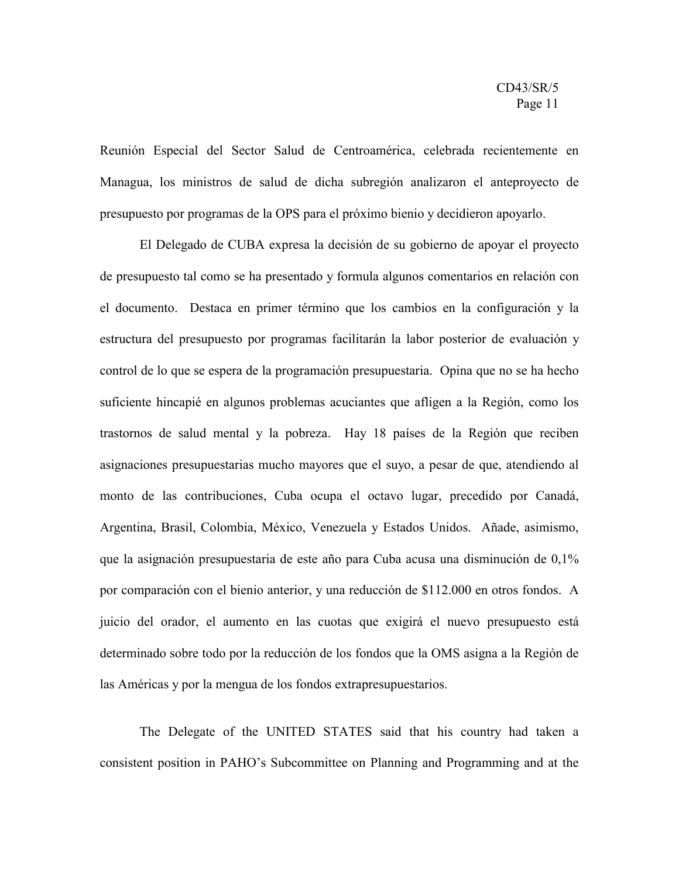Reunión Especial del Sector Salud de Centroamérica, celebrada recientemente en Managua, los ministros de salud de dicha subregión analizaron el anteproyecto de presupuesto por programas de la OPS para el próximo bienio y decidieron apoyarlo.

El Delegado de CUBA expresa la decisión de su gobierno de apoyar el proyecto de presupuesto tal como se ha presentado y formula algunos comentarios en relación con el documento. Destaca en primer término que los cambios en la configuración y la estructura del presupuesto por programas facilitarán la labor posterior de evaluación y control de lo que se espera de la programación presupuestaria. Opina que no se ha hecho suficiente hincapié en algunos problemas acuciantes que afligen a la Región, como los trastornos de salud mental y la pobreza. Hay 18 países de la Región que reciben asignaciones presupuestarias mucho mayores que el suyo, a pesar de que, atendiendo al monto de las contribuciones, Cuba ocupa el octavo lugar, precedido por Canadá, Argentina, Brasil, Colombia, México, Venezuela y Estados Unidos. Añade, asimismo, que la asignación presupuestaria de este año para Cuba acusa una disminución de 0,1% por comparación con el bienio anterior, y una reducción de $112.000 en otros fondos. A juicio del orador, el aumento en las cuotas que exigirá el nuevo presupuesto está determinado sobre todo por la reducción de los fondos que la OMS asigna a la Región de las Américas y por la mengua de los fondos extrapresupuestarios.

The Delegate of the UNITED STATES said that his country had taken a consistent position in PAHO's Subcommittee on Planning and Programming and at the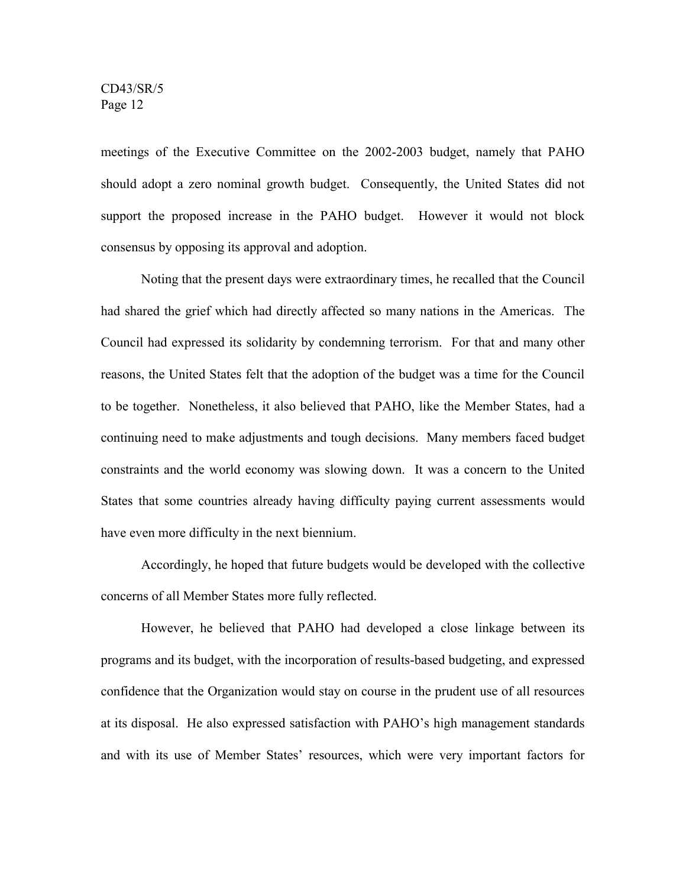meetings of the Executive Committee on the 2002-2003 budget, namely that PAHO should adopt a zero nominal growth budget. Consequently, the United States did not support the proposed increase in the PAHO budget. However it would not block consensus by opposing its approval and adoption.

Noting that the present days were extraordinary times, he recalled that the Council had shared the grief which had directly affected so many nations in the Americas. The Council had expressed its solidarity by condemning terrorism. For that and many other reasons, the United States felt that the adoption of the budget was a time for the Council to be together. Nonetheless, it also believed that PAHO, like the Member States, had a continuing need to make adjustments and tough decisions. Many members faced budget constraints and the world economy was slowing down. It was a concern to the United States that some countries already having difficulty paying current assessments would have even more difficulty in the next biennium.

Accordingly, he hoped that future budgets would be developed with the collective concerns of all Member States more fully reflected.

However, he believed that PAHO had developed a close linkage between its programs and its budget, with the incorporation of results-based budgeting, and expressed confidence that the Organization would stay on course in the prudent use of all resources at its disposal. He also expressed satisfaction with PAHO's high management standards and with its use of Member States' resources, which were very important factors for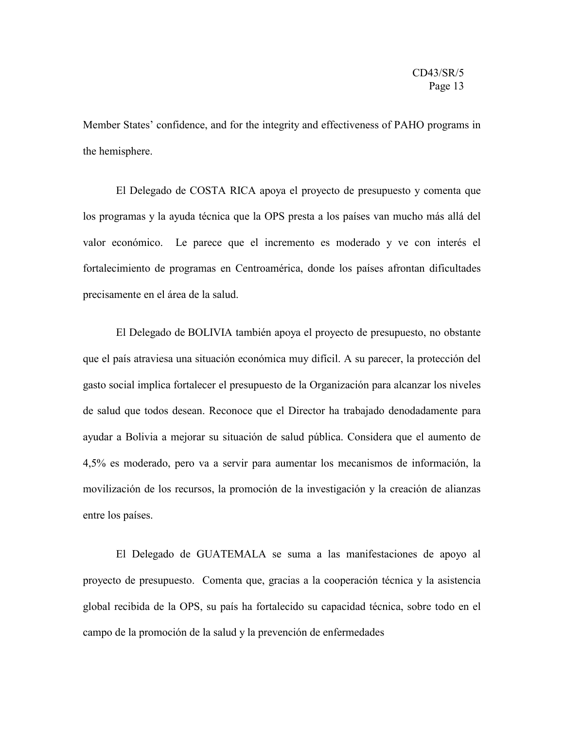Member States' confidence, and for the integrity and effectiveness of PAHO programs in the hemisphere.

El Delegado de COSTA RICA apoya el proyecto de presupuesto y comenta que los programas y la ayuda técnica que la OPS presta a los países van mucho más allá del valor económico. Le parece que el incremento es moderado y ve con interés el fortalecimiento de programas en Centroamérica, donde los países afrontan dificultades precisamente en el área de la salud.

El Delegado de BOLIVIA también apoya el proyecto de presupuesto, no obstante que el país atraviesa una situación económica muy difícil. A su parecer, la protección del gasto social implica fortalecer el presupuesto de la Organización para alcanzar los niveles de salud que todos desean. Reconoce que el Director ha trabajado denodadamente para ayudar a Bolivia a mejorar su situación de salud pública. Considera que el aumento de 4,5% es moderado, pero va a servir para aumentar los mecanismos de información, la movilización de los recursos, la promoción de la investigación y la creación de alianzas entre los países.

El Delegado de GUATEMALA se suma a las manifestaciones de apoyo al proyecto de presupuesto. Comenta que, gracias a la cooperación técnica y la asistencia global recibida de la OPS, su país ha fortalecido su capacidad técnica, sobre todo en el campo de la promoción de la salud y la prevención de enfermedades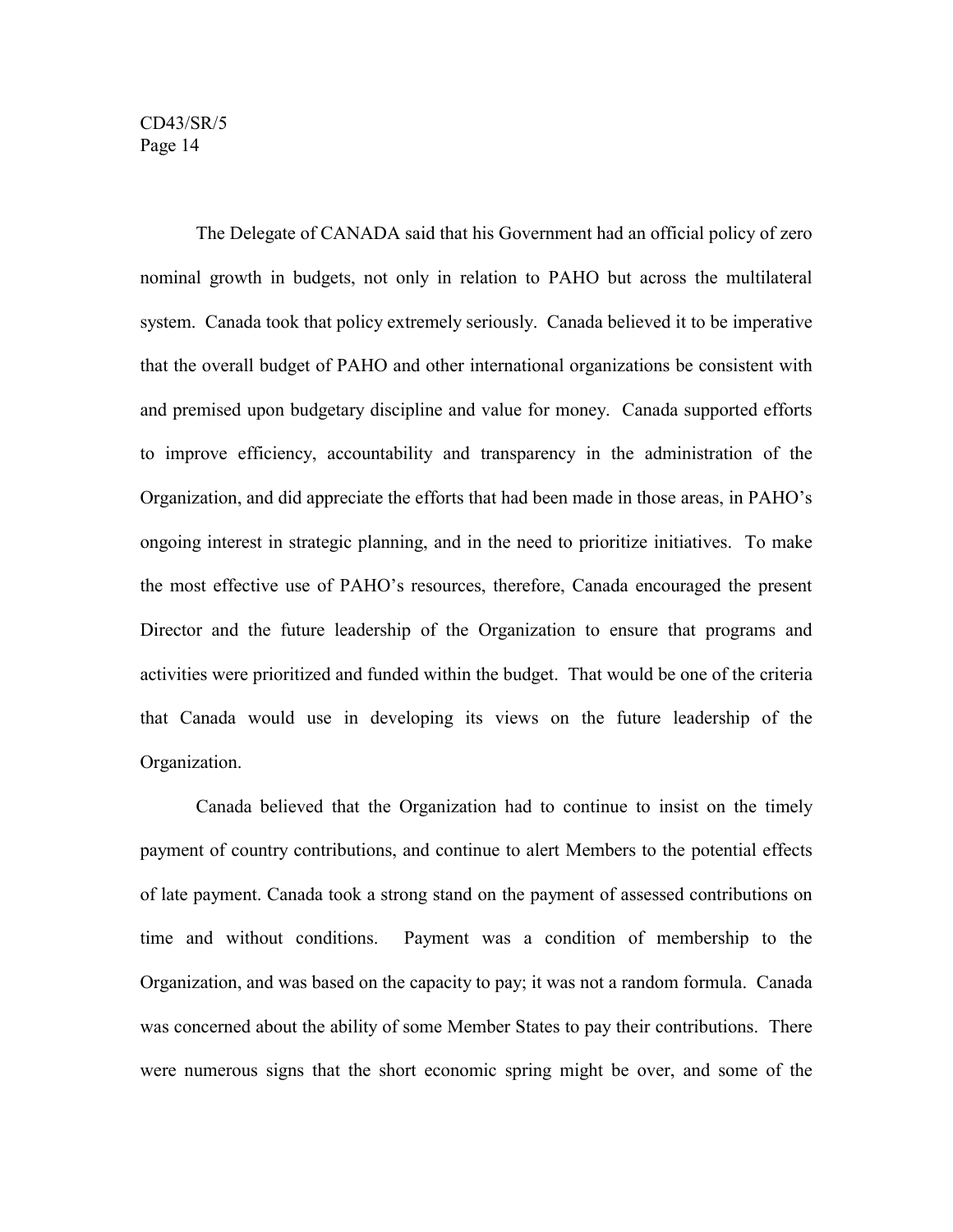The Delegate of CANADA said that his Government had an official policy of zero nominal growth in budgets, not only in relation to PAHO but across the multilateral system. Canada took that policy extremely seriously. Canada believed it to be imperative that the overall budget of PAHO and other international organizations be consistent with and premised upon budgetary discipline and value for money. Canada supported efforts to improve efficiency, accountability and transparency in the administration of the Organization, and did appreciate the efforts that had been made in those areas, in PAHO's ongoing interest in strategic planning, and in the need to prioritize initiatives. To make the most effective use of PAHO's resources, therefore, Canada encouraged the present Director and the future leadership of the Organization to ensure that programs and activities were prioritized and funded within the budget. That would be one of the criteria that Canada would use in developing its views on the future leadership of the Organization.

Canada believed that the Organization had to continue to insist on the timely payment of country contributions, and continue to alert Members to the potential effects of late payment. Canada took a strong stand on the payment of assessed contributions on time and without conditions. Payment was a condition of membership to the Organization, and was based on the capacity to pay; it was not a random formula. Canada was concerned about the ability of some Member States to pay their contributions. There were numerous signs that the short economic spring might be over, and some of the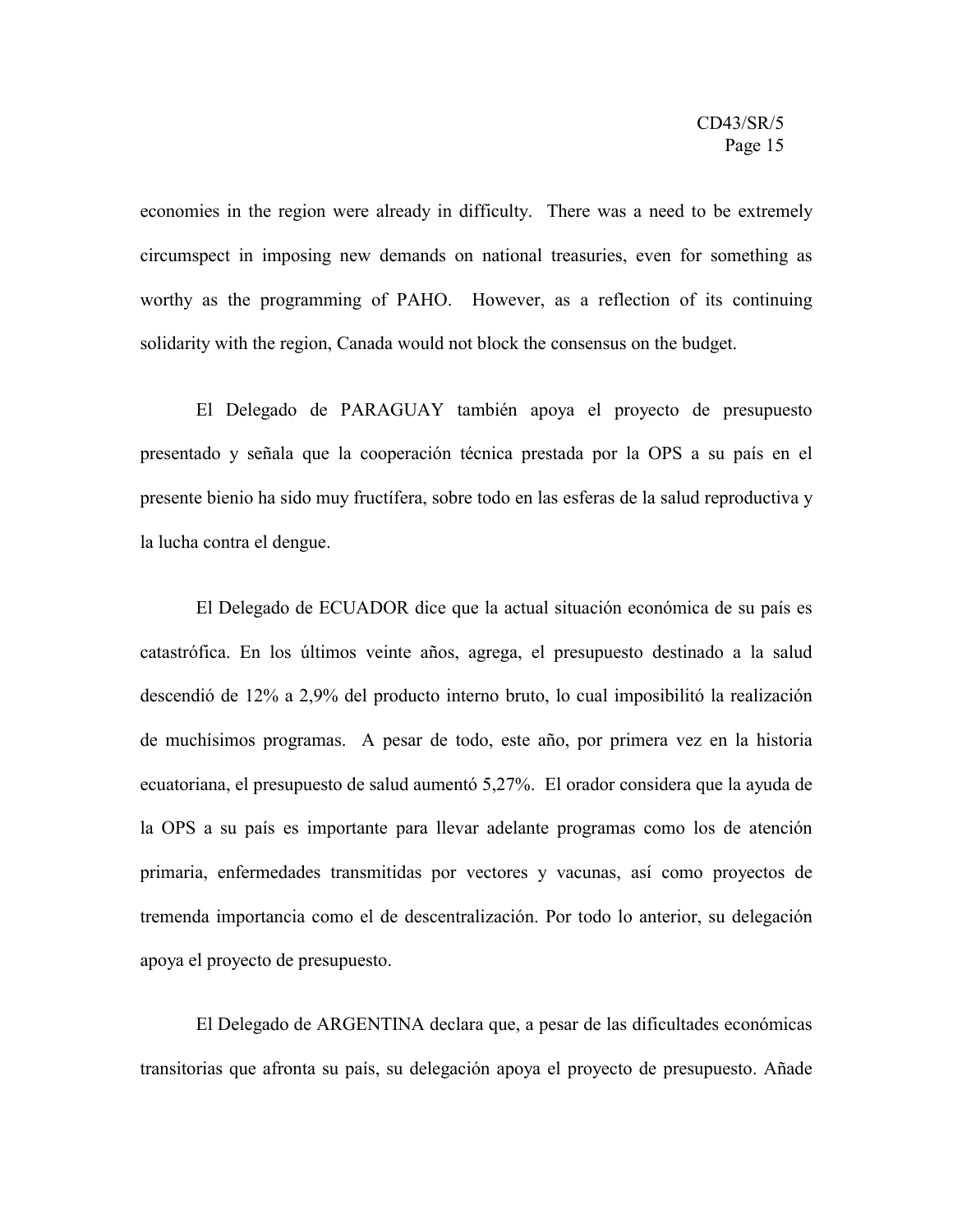economies in the region were already in difficulty. There was a need to be extremely circumspect in imposing new demands on national treasuries, even for something as worthy as the programming of PAHO. However, as a reflection of its continuing solidarity with the region, Canada would not block the consensus on the budget.

El Delegado de PARAGUAY también apoya el proyecto de presupuesto presentado y señala que la cooperación técnica prestada por la OPS a su país en el presente bienio ha sido muy fructífera, sobre todo en las esferas de la salud reproductiva y la lucha contra el dengue.

El Delegado de ECUADOR dice que la actual situación económica de su país es catastrófica. En los últimos veinte años, agrega, el presupuesto destinado a la salud descendió de 12% a 2,9% del producto interno bruto, lo cual imposibilitó la realización de muchísimos programas. A pesar de todo, este año, por primera vez en la historia ecuatoriana, el presupuesto de salud aumentó 5,27%. El orador considera que la ayuda de la OPS a su país es importante para llevar adelante programas como los de atención primaria, enfermedades transmitidas por vectores y vacunas, así como proyectos de tremenda importancia como el de descentralización. Por todo lo anterior, su delegación apoya el proyecto de presupuesto.

El Delegado de ARGENTINA declara que, a pesar de las dificultades económicas transitorias que afronta su país, su delegación apoya el proyecto de presupuesto. Añade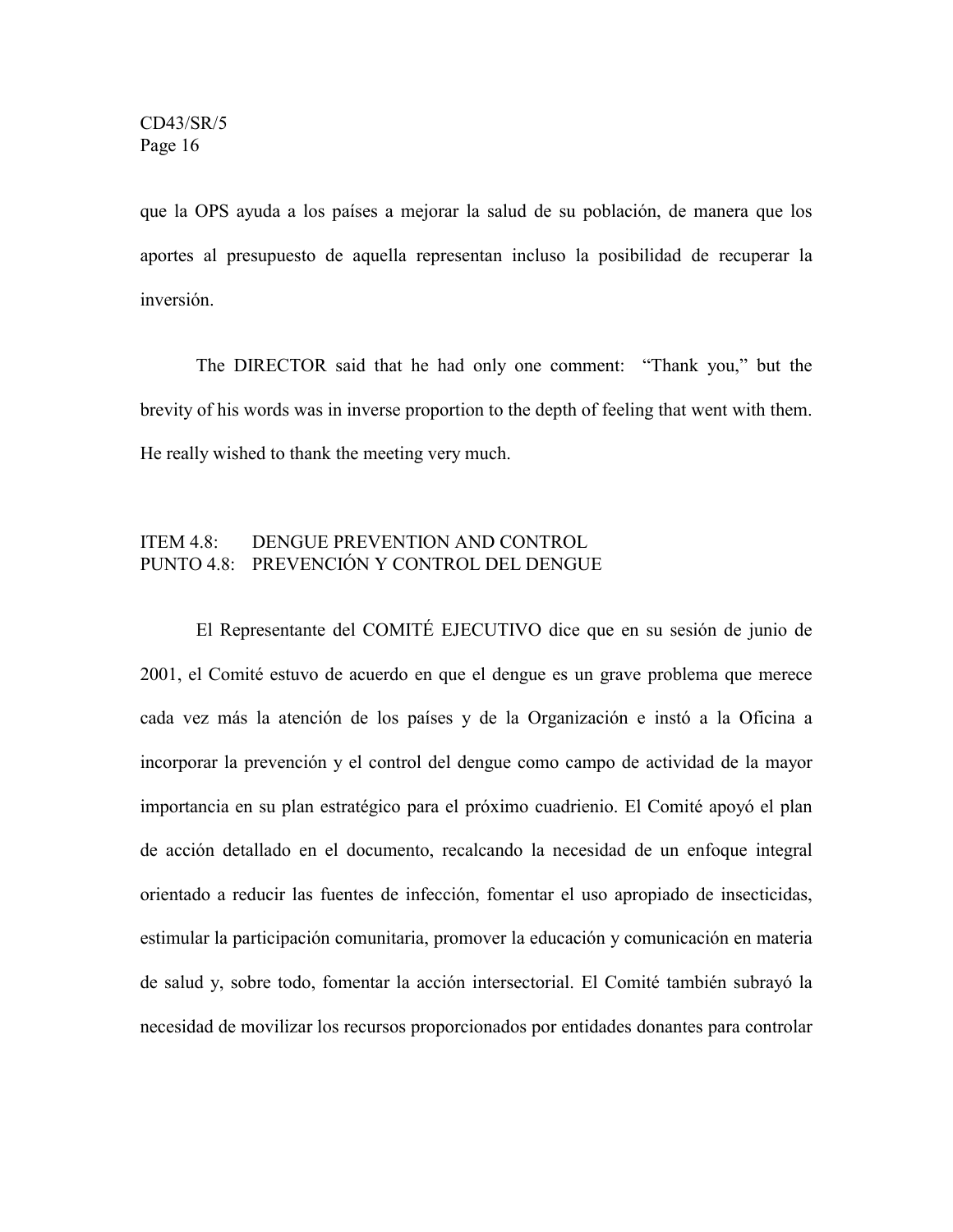que la OPS ayuda a los países a mejorar la salud de su población, de manera que los aportes al presupuesto de aquella representan incluso la posibilidad de recuperar la inversión.

The DIRECTOR said that he had only one comment: "Thank you," but the brevity of his words was in inverse proportion to the depth of feeling that went with them. He really wished to thank the meeting very much.

## ITEM 4.8: DENGUE PREVENTION AND CONTROL
## PUNTO 4.8: PREVENCIÓN Y CONTROL DEL DENGUE

El Representante del COMITÉ EJECUTIVO dice que en su sesión de junio de 2001, el Comité estuvo de acuerdo en que el dengue es un grave problema que merece cada vez más la atención de los países y de la Organización e instó a la Oficina a incorporar la prevención y el control del dengue como campo de actividad de la mayor importancia en su plan estratégico para el próximo cuadrienio. El Comité apoyó el plan de acción detallado en el documento, recalcando la necesidad de un enfoque integral orientado a reducir las fuentes de infección, fomentar el uso apropiado de insecticidas, estimular la participación comunitaria, promover la educación y comunicación en materia de salud y, sobre todo, fomentar la acción intersectorial. El Comité también subrayó la necesidad de movilizar los recursos proporcionados por entidades donantes para controlar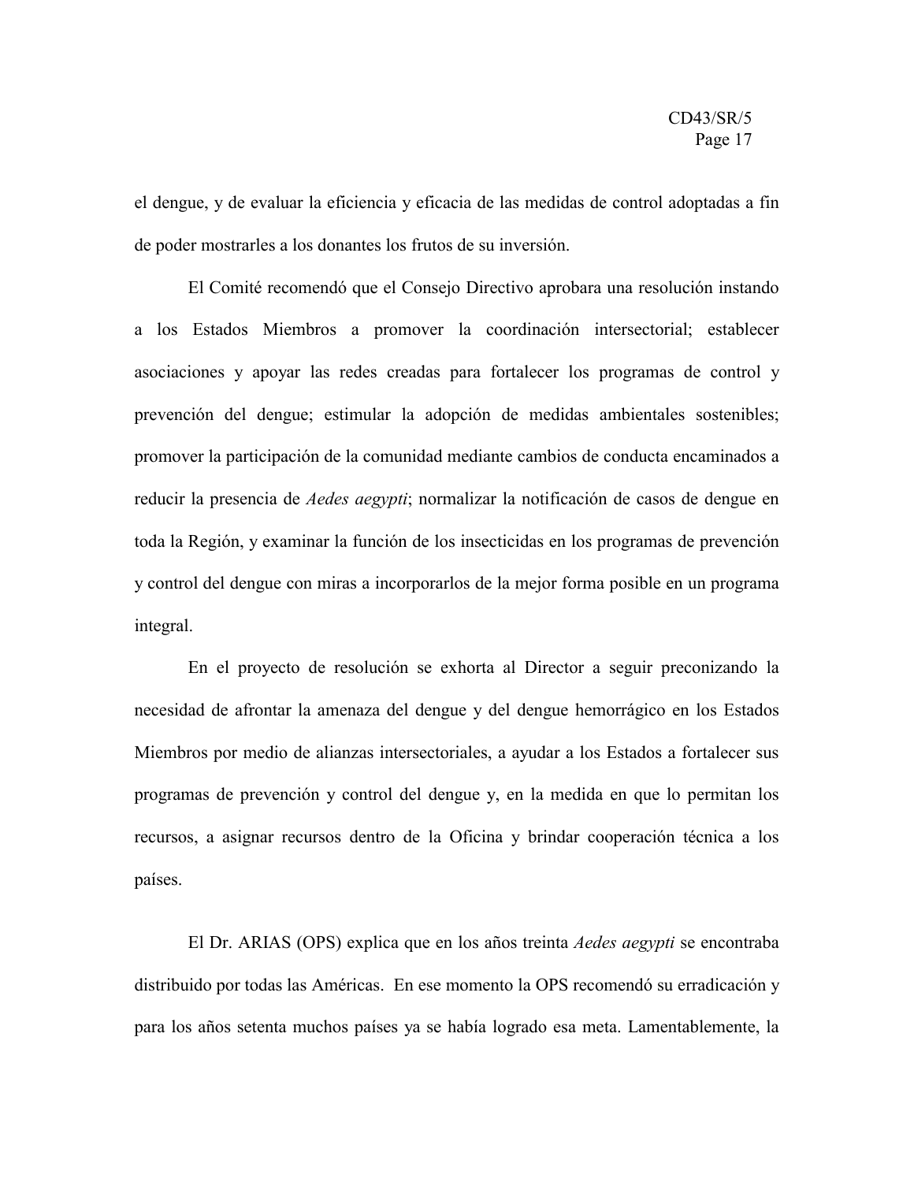el dengue, y de evaluar la eficiencia y eficacia de las medidas de control adoptadas a fin de poder mostrarles a los donantes los frutos de su inversión.

El Comité recomendó que el Consejo Directivo aprobara una resolución instando a los Estados Miembros a promover la coordinación intersectorial; establecer asociaciones y apoyar las redes creadas para fortalecer los programas de control y prevención del dengue; estimular la adopción de medidas ambientales sostenibles; promover la participación de la comunidad mediante cambios de conducta encaminados a reducir la presencia de *Aedes aegypti*; normalizar la notificación de casos de dengue en toda la Región, y examinar la función de los insecticidas en los programas de prevención y control del dengue con miras a incorporarlos de la mejor forma posible en un programa integral.

En el proyecto de resolución se exhorta al Director a seguir preconizando la necesidad de afrontar la amenaza del dengue y del dengue hemorrágico en los Estados Miembros por medio de alianzas intersectoriales, a ayudar a los Estados a fortalecer sus programas de prevención y control del dengue y, en la medida en que lo permitan los recursos, a asignar recursos dentro de la Oficina y brindar cooperación técnica a los países.

El Dr. ARIAS (OPS) explica que en los años treinta *Aedes aegypti* se encontraba distribuido por todas las Américas. En ese momento la OPS recomendó su erradicación y para los años setenta muchos países ya se había logrado esa meta. Lamentablemente, la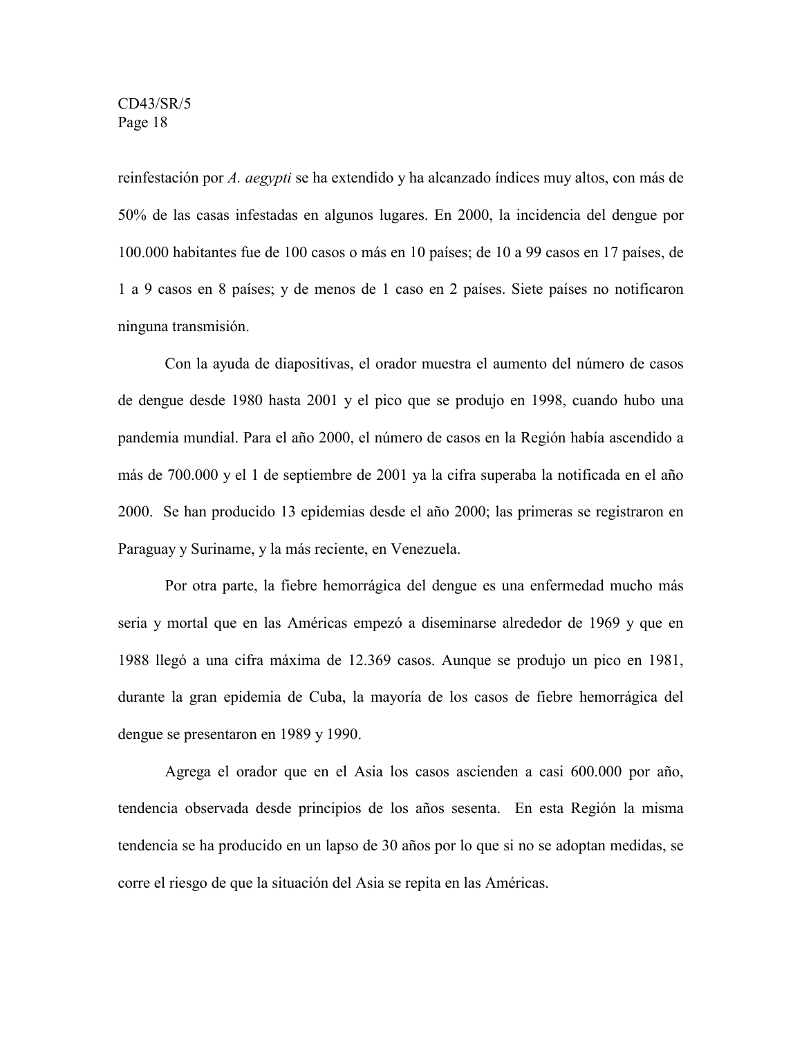reinfestación por *A. aegypti* se ha extendido y ha alcanzado índices muy altos, con más de 50% de las casas infestadas en algunos lugares. En 2000, la incidencia del dengue por 100.000 habitantes fue de 100 casos o más en 10 países; de 10 a 99 casos en 17 países, de 1 a 9 casos en 8 países; y de menos de 1 caso en 2 países. Siete países no notificaron ninguna transmisión.

Con la ayuda de diapositivas, el orador muestra el aumento del número de casos de dengue desde 1980 hasta 2001 y el pico que se produjo en 1998, cuando hubo una pandemia mundial. Para el año 2000, el número de casos en la Región había ascendido a más de 700.000 y el 1 de septiembre de 2001 ya la cifra superaba la notificada en el año 2000. Se han producido 13 epidemias desde el año 2000; las primeras se registraron en Paraguay y Suriname, y la más reciente, en Venezuela.

Por otra parte, la fiebre hemorrágica del dengue es una enfermedad mucho más seria y mortal que en las Américas empezó a diseminarse alrededor de 1969 y que en 1988 llegó a una cifra máxima de 12.369 casos. Aunque se produjo un pico en 1981, durante la gran epidemia de Cuba, la mayoría de los casos de fiebre hemorrágica del dengue se presentaron en 1989 y 1990.

Agrega el orador que en el Asia los casos ascienden a casi 600.000 por año, tendencia observada desde principios de los años sesenta. En esta Región la misma tendencia se ha producido en un lapso de 30 años por lo que si no se adoptan medidas, se corre el riesgo de que la situación del Asia se repita en las Américas.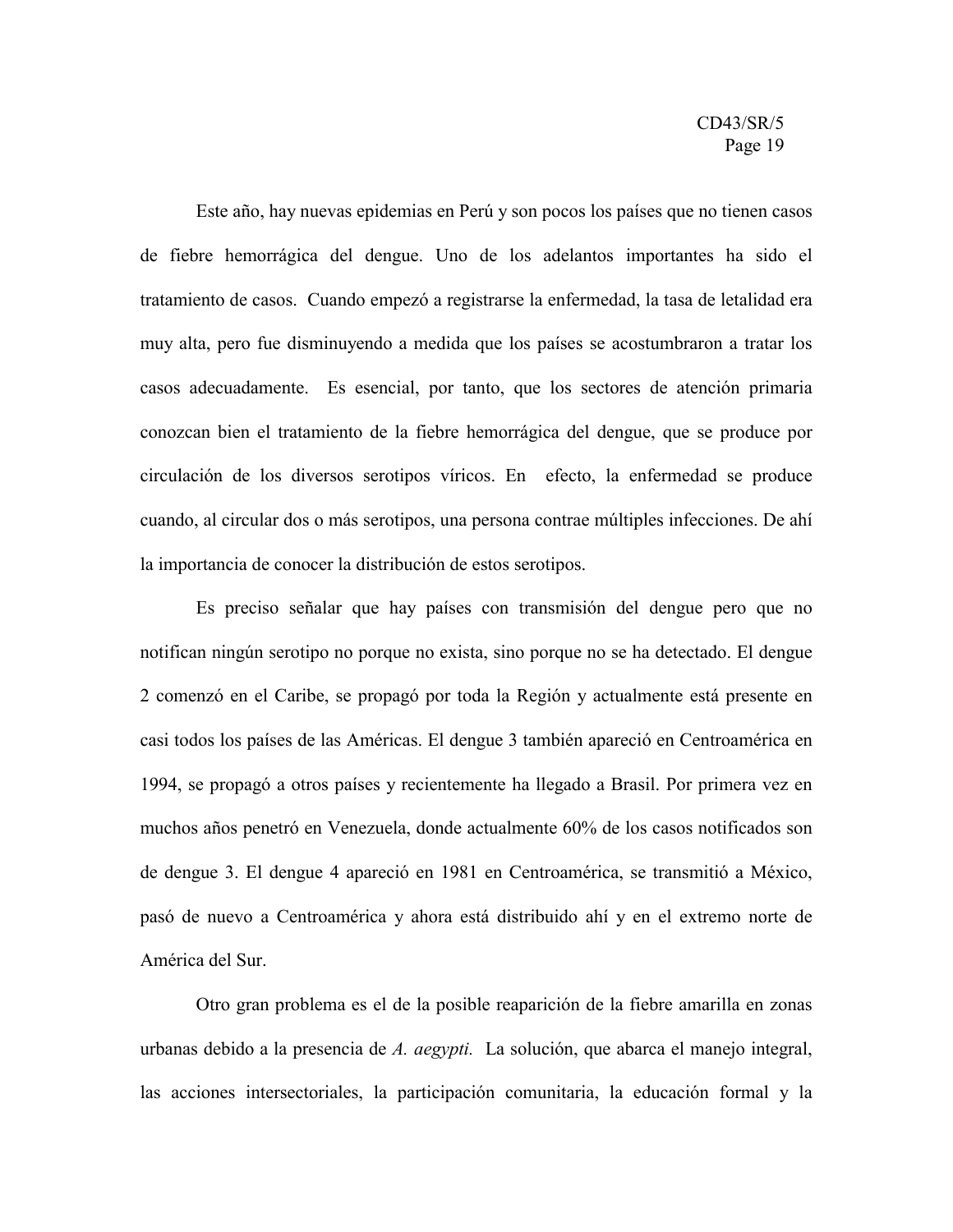Este año, hay nuevas epidemias en Perú y son pocos los países que no tienen casos de fiebre hemorrágica del dengue. Uno de los adelantos importantes ha sido el tratamiento de casos. Cuando empezó a registrarse la enfermedad, la tasa de letalidad era muy alta, pero fue disminuyendo a medida que los países se acostumbraron a tratar los casos adecuadamente. Es esencial, por tanto, que los sectores de atención primaria conozcan bien el tratamiento de la fiebre hemorrágica del dengue, que se produce por circulación de los diversos serotipos víricos. En efecto, la enfermedad se produce cuando, al circular dos o más serotipos, una persona contrae múltiples infecciones. De ahí la importancia de conocer la distribución de estos serotipos.

Es preciso señalar que hay países con transmisión del dengue pero que no notifican ningún serotipo no porque no exista, sino porque no se ha detectado. El dengue 2 comenzó en el Caribe, se propagó por toda la Región y actualmente está presente en casi todos los países de las Américas. El dengue 3 también apareció en Centroamérica en 1994, se propagó a otros países y recientemente ha llegado a Brasil. Por primera vez en muchos años penetró en Venezuela, donde actualmente 60% de los casos notificados son de dengue 3. El dengue 4 apareció en 1981 en Centroamérica, se transmitió a México, pasó de nuevo a Centroamérica y ahora está distribuido ahí y en el extremo norte de América del Sur.

Otro gran problema es el de la posible reaparición de la fiebre amarilla en zonas urbanas debido a la presencia de *A. aegypti.* La solución, que abarca el manejo integral, las acciones intersectoriales, la participación comunitaria, la educación formal y la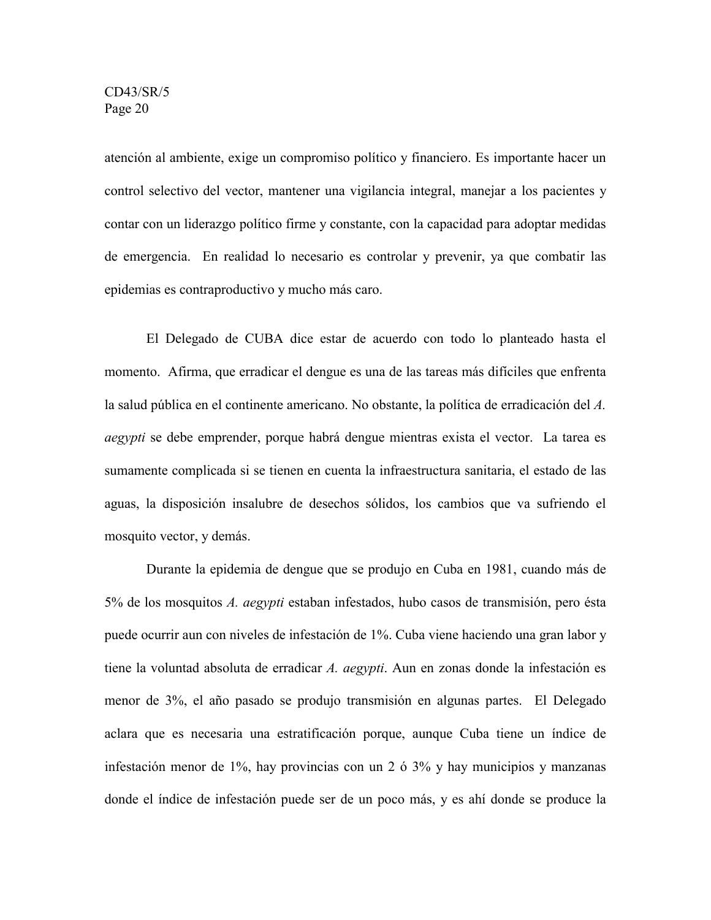atención al ambiente, exige un compromiso político y financiero. Es importante hacer un control selectivo del vector, mantener una vigilancia integral, manejar a los pacientes y contar con un liderazgo político firme y constante, con la capacidad para adoptar medidas de emergencia. En realidad lo necesario es controlar y prevenir, ya que combatir las epidemias es contraproductivo y mucho más caro.

El Delegado de CUBA dice estar de acuerdo con todo lo planteado hasta el momento. Afirma, que erradicar el dengue es una de las tareas más difíciles que enfrenta la salud pública en el continente americano. No obstante, la política de erradicación del *A. aegypti* se debe emprender, porque habrá dengue mientras exista el vector. La tarea es sumamente complicada si se tienen en cuenta la infraestructura sanitaria, el estado de las aguas, la disposición insalubre de desechos sólidos, los cambios que va sufriendo el mosquito vector, y demás.

Durante la epidemia de dengue que se produjo en Cuba en 1981, cuando más de 5% de los mosquitos *A. aegypti* estaban infestados, hubo casos de transmisión, pero ésta puede ocurrir aun con niveles de infestación de 1%. Cuba viene haciendo una gran labor y tiene la voluntad absoluta de erradicar *A. aegypti*. Aun en zonas donde la infestación es menor de 3%, el año pasado se produjo transmisión en algunas partes. El Delegado aclara que es necesaria una estratificación porque, aunque Cuba tiene un índice de infestación menor de 1%, hay provincias con un 2 ó 3% y hay municipios y manzanas donde el índice de infestación puede ser de un poco más, y es ahí donde se produce la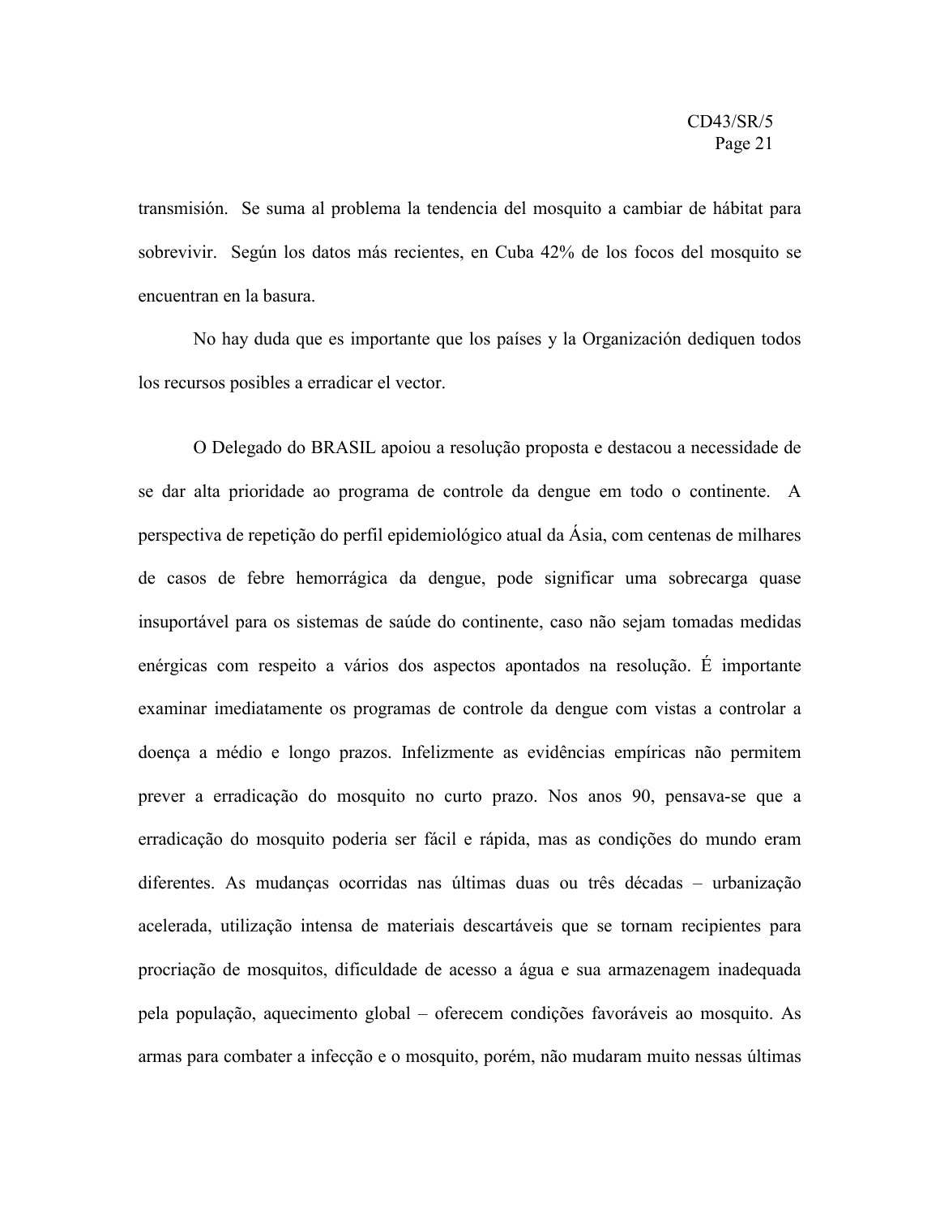transmisión. Se suma al problema la tendencia del mosquito a cambiar de hábitat para sobrevivir. Según los datos más recientes, en Cuba 42% de los focos del mosquito se encuentran en la basura.

No hay duda que es importante que los países y la Organización dediquen todos los recursos posibles a erradicar el vector.

O Delegado do BRASIL apoiou a resolução proposta e destacou a necessidade de se dar alta prioridade ao programa de controle da dengue em todo o continente. A perspectiva de repetição do perfil epidemiológico atual da Ásia, com centenas de milhares de casos de febre hemorrágica da dengue, pode significar uma sobrecarga quase insuportável para os sistemas de saúde do continente, caso não sejam tomadas medidas enérgicas com respeito a vários dos aspectos apontados na resolução. É importante examinar imediatamente os programas de controle da dengue com vistas a controlar a doença a médio e longo prazos. Infelizmente as evidências empíricas não permitem prever a erradicação do mosquito no curto prazo. Nos anos 90, pensava-se que a erradicação do mosquito poderia ser fácil e rápida, mas as condições do mundo eram diferentes. As mudanças ocorridas nas últimas duas ou três décadas – urbanização acelerada, utilização intensa de materiais descartáveis que se tornam recipientes para procriação de mosquitos, dificuldade de acesso a água e sua armazenagem inadequada pela população, aquecimento global – oferecem condições favoráveis ao mosquito. As armas para combater a infecção e o mosquito, porém, não mudaram muito nessas últimas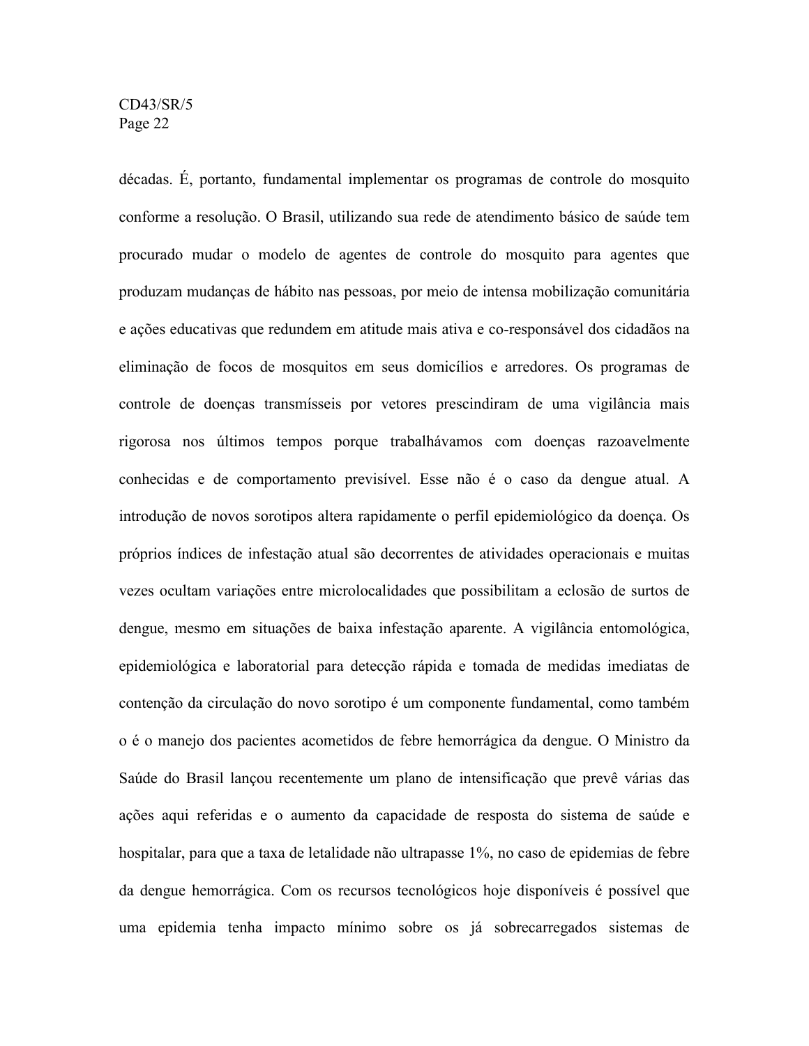décadas. É, portanto, fundamental implementar os programas de controle do mosquito conforme a resolução. O Brasil, utilizando sua rede de atendimento básico de saúde tem procurado mudar o modelo de agentes de controle do mosquito para agentes que produzam mudanças de hábito nas pessoas, por meio de intensa mobilização comunitária e ações educativas que redundem em atitude mais ativa e co-responsável dos cidadãos na eliminação de focos de mosquitos em seus domicílios e arredores. Os programas de controle de doenças transmísseis por vetores prescindiram de uma vigilância mais rigorosa nos últimos tempos porque trabalhávamos com doenças razoavelmente conhecidas e de comportamento previsível. Esse não é o caso da dengue atual. A introdução de novos sorotipos altera rapidamente o perfil epidemiológico da doença. Os próprios índices de infestação atual são decorrentes de atividades operacionais e muitas vezes ocultam variações entre microlocalidades que possibilitam a eclosão de surtos de dengue, mesmo em situações de baixa infestação aparente. A vigilância entomológica, epidemiológica e laboratorial para detecção rápida e tomada de medidas imediatas de contenção da circulação do novo sorotipo é um componente fundamental, como também o é o manejo dos pacientes acometidos de febre hemorrágica da dengue. O Ministro da Saúde do Brasil lançou recentemente um plano de intensificação que prevê várias das ações aqui referidas e o aumento da capacidade de resposta do sistema de saúde e hospitalar, para que a taxa de letalidade não ultrapasse 1%, no caso de epidemias de febre da dengue hemorrágica. Com os recursos tecnológicos hoje disponíveis é possível que uma epidemia tenha impacto mínimo sobre os já sobrecarregados sistemas de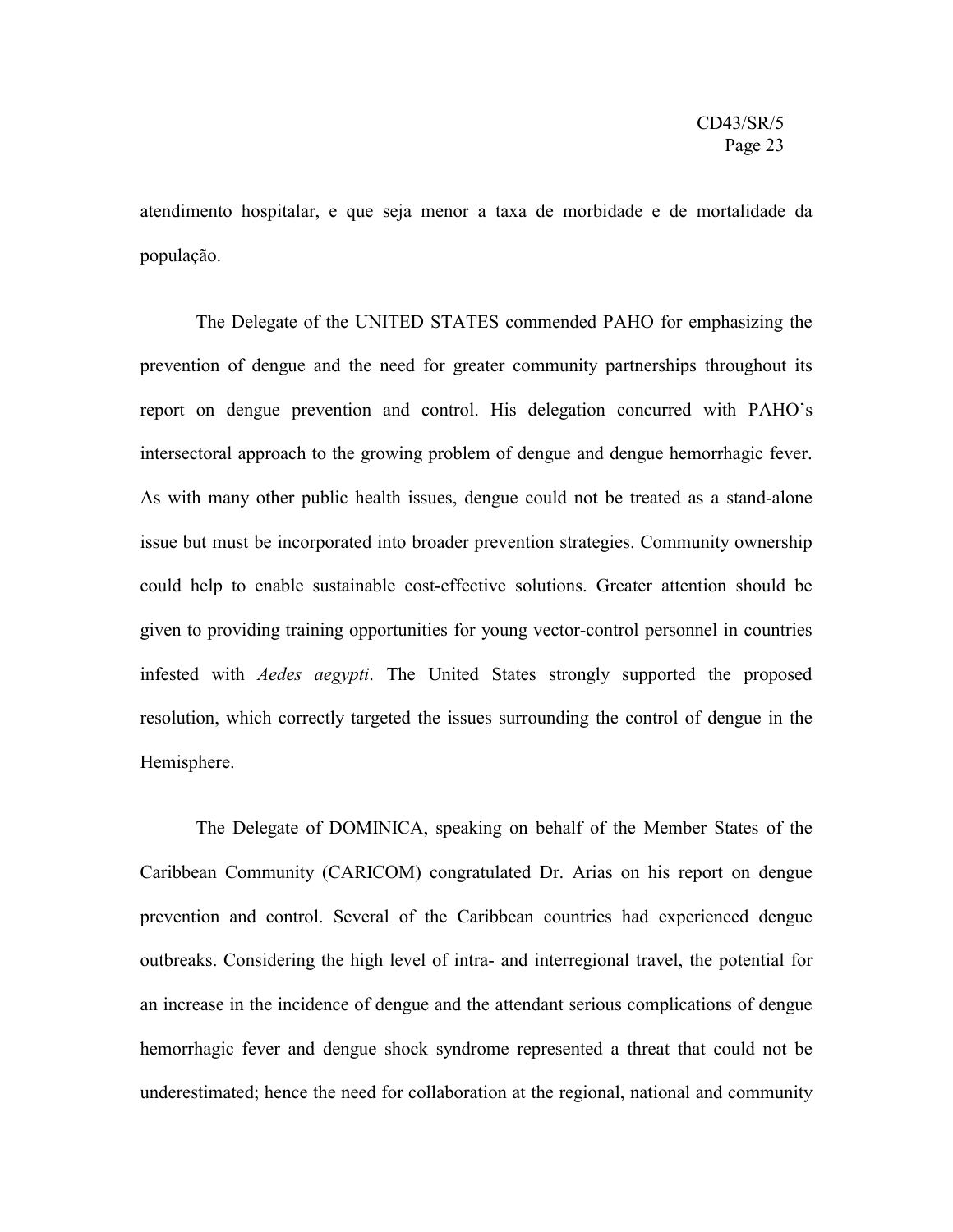atendimento hospitalar, e que seja menor a taxa de morbidade e de mortalidade da população.

The Delegate of the UNITED STATES commended PAHO for emphasizing the prevention of dengue and the need for greater community partnerships throughout its report on dengue prevention and control. His delegation concurred with PAHO's intersectoral approach to the growing problem of dengue and dengue hemorrhagic fever. As with many other public health issues, dengue could not be treated as a stand-alone issue but must be incorporated into broader prevention strategies. Community ownership could help to enable sustainable cost-effective solutions. Greater attention should be given to providing training opportunities for young vector-control personnel in countries infested with *Aedes aegypti*. The United States strongly supported the proposed resolution, which correctly targeted the issues surrounding the control of dengue in the Hemisphere.

The Delegate of DOMINICA, speaking on behalf of the Member States of the Caribbean Community (CARICOM) congratulated Dr. Arias on his report on dengue prevention and control. Several of the Caribbean countries had experienced dengue outbreaks. Considering the high level of intra- and interregional travel, the potential for an increase in the incidence of dengue and the attendant serious complications of dengue hemorrhagic fever and dengue shock syndrome represented a threat that could not be underestimated; hence the need for collaboration at the regional, national and community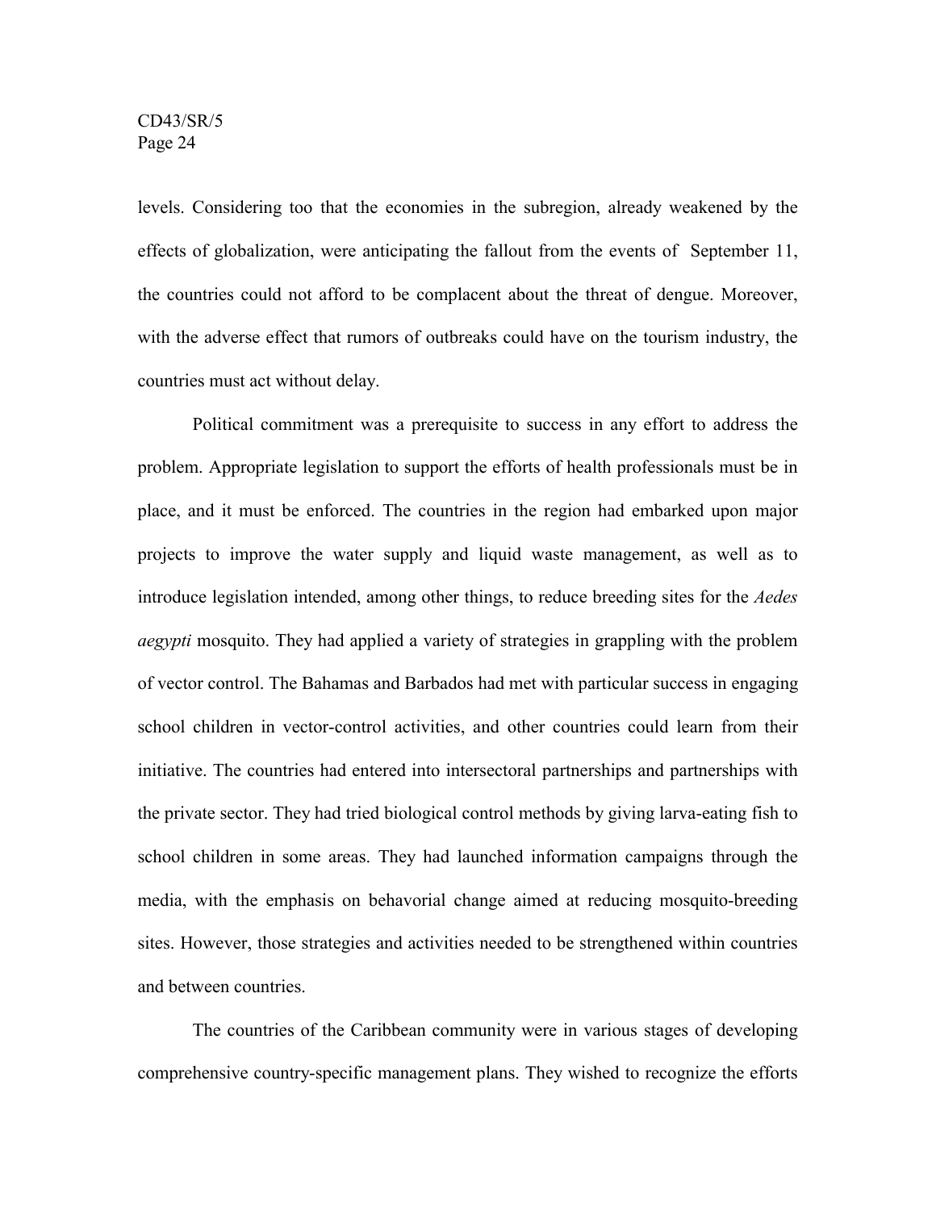levels. Considering too that the economies in the subregion, already weakened by the effects of globalization, were anticipating the fallout from the events of September 11, the countries could not afford to be complacent about the threat of dengue. Moreover, with the adverse effect that rumors of outbreaks could have on the tourism industry, the countries must act without delay.

Political commitment was a prerequisite to success in any effort to address the problem. Appropriate legislation to support the efforts of health professionals must be in place, and it must be enforced. The countries in the region had embarked upon major projects to improve the water supply and liquid waste management, as well as to introduce legislation intended, among other things, to reduce breeding sites for the *Aedes aegypti* mosquito. They had applied a variety of strategies in grappling with the problem of vector control. The Bahamas and Barbados had met with particular success in engaging school children in vector-control activities, and other countries could learn from their initiative. The countries had entered into intersectoral partnerships and partnerships with the private sector. They had tried biological control methods by giving larva-eating fish to school children in some areas. They had launched information campaigns through the media, with the emphasis on behavorial change aimed at reducing mosquito-breeding sites. However, those strategies and activities needed to be strengthened within countries and between countries.

The countries of the Caribbean community were in various stages of developing comprehensive country-specific management plans. They wished to recognize the efforts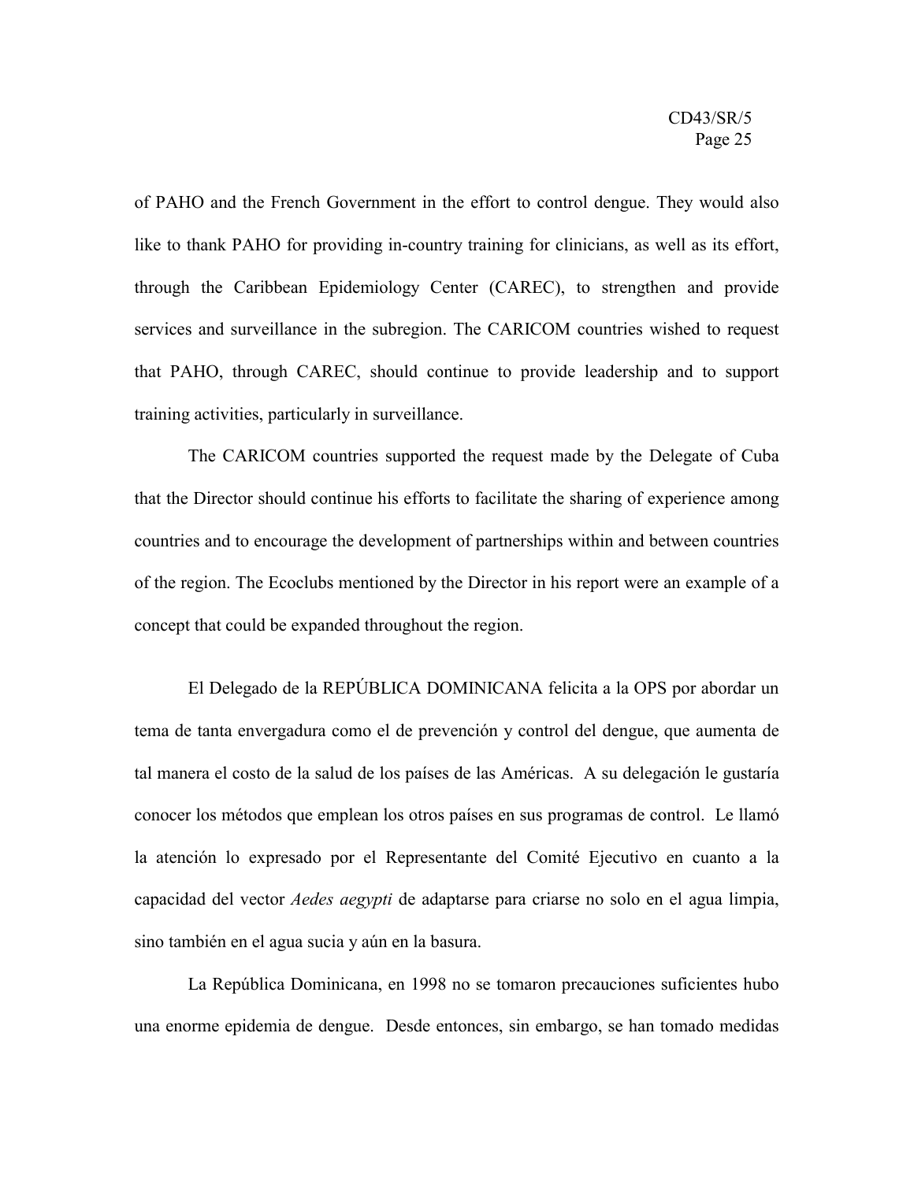of PAHO and the French Government in the effort to control dengue. They would also like to thank PAHO for providing in-country training for clinicians, as well as its effort, through the Caribbean Epidemiology Center (CAREC), to strengthen and provide services and surveillance in the subregion. The CARICOM countries wished to request that PAHO, through CAREC, should continue to provide leadership and to support training activities, particularly in surveillance.

The CARICOM countries supported the request made by the Delegate of Cuba that the Director should continue his efforts to facilitate the sharing of experience among countries and to encourage the development of partnerships within and between countries of the region. The Ecoclubs mentioned by the Director in his report were an example of a concept that could be expanded throughout the region.

El Delegado de la REPÚBLICA DOMINICANA felicita a la OPS por abordar un tema de tanta envergadura como el de prevención y control del dengue, que aumenta de tal manera el costo de la salud de los países de las Américas. A su delegación le gustaría conocer los métodos que emplean los otros países en sus programas de control. Le llamó la atención lo expresado por el Representante del Comité Ejecutivo en cuanto a la capacidad del vector *Aedes aegypti* de adaptarse para criarse no solo en el agua limpia, sino también en el agua sucia y aún en la basura.

La República Dominicana, en 1998 no se tomaron precauciones suficientes hubo una enorme epidemia de dengue. Desde entonces, sin embargo, se han tomado medidas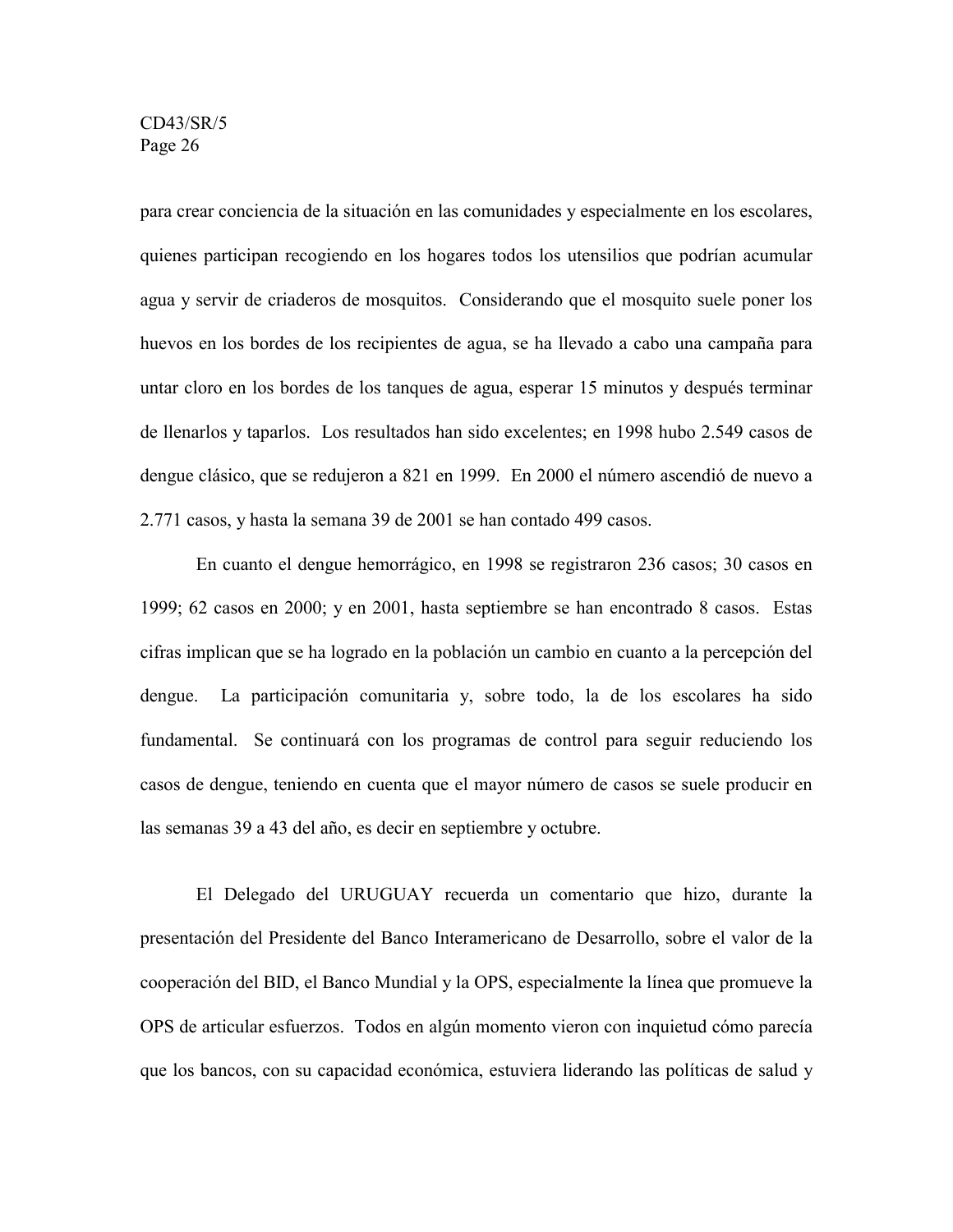para crear conciencia de la situación en las comunidades y especialmente en los escolares, quienes participan recogiendo en los hogares todos los utensilios que podrían acumular agua y servir de criaderos de mosquitos. Considerando que el mosquito suele poner los huevos en los bordes de los recipientes de agua, se ha llevado a cabo una campaña para untar cloro en los bordes de los tanques de agua, esperar 15 minutos y después terminar de llenarlos y taparlos. Los resultados han sido excelentes; en 1998 hubo 2.549 casos de dengue clásico, que se redujeron a 821 en 1999. En 2000 el número ascendió de nuevo a 2.771 casos, y hasta la semana 39 de 2001 se han contado 499 casos.

En cuanto el dengue hemorrágico, en 1998 se registraron 236 casos; 30 casos en 1999; 62 casos en 2000; y en 2001, hasta septiembre se han encontrado 8 casos. Estas cifras implican que se ha logrado en la población un cambio en cuanto a la percepción del dengue. La participación comunitaria y, sobre todo, la de los escolares ha sido fundamental. Se continuará con los programas de control para seguir reduciendo los casos de dengue, teniendo en cuenta que el mayor número de casos se suele producir en las semanas 39 a 43 del año, es decir en septiembre y octubre.

El Delegado del URUGUAY recuerda un comentario que hizo, durante la presentación del Presidente del Banco Interamericano de Desarrollo, sobre el valor de la cooperación del BID, el Banco Mundial y la OPS, especialmente la línea que promueve la OPS de articular esfuerzos. Todos en algún momento vieron con inquietud cómo parecía que los bancos, con su capacidad económica, estuviera liderando las políticas de salud y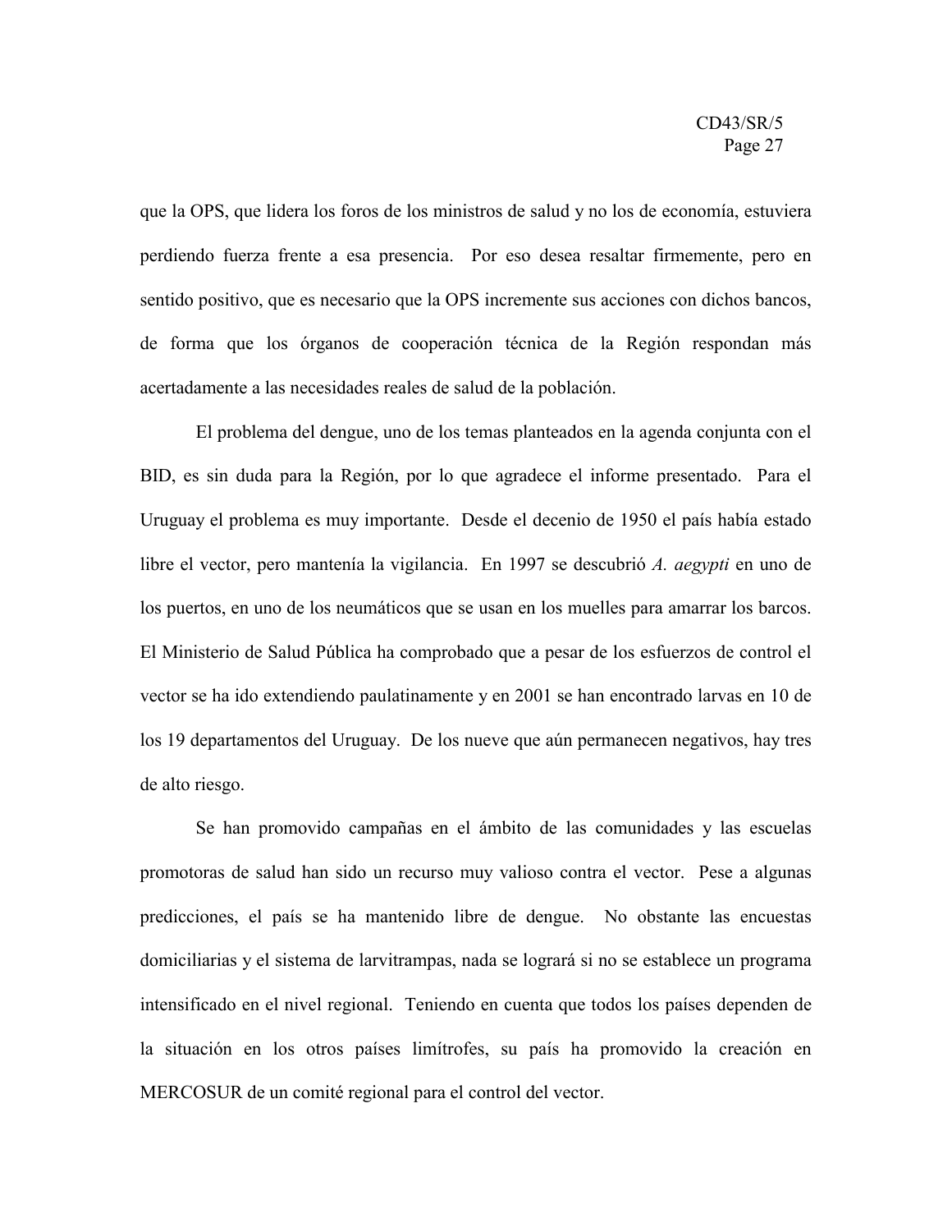que la OPS, que lidera los foros de los ministros de salud y no los de economía, estuviera perdiendo fuerza frente a esa presencia. Por eso desea resaltar firmemente, pero en sentido positivo, que es necesario que la OPS incremente sus acciones con dichos bancos, de forma que los órganos de cooperación técnica de la Región respondan más acertadamente a las necesidades reales de salud de la población.

El problema del dengue, uno de los temas planteados en la agenda conjunta con el BID, es sin duda para la Región, por lo que agradece el informe presentado. Para el Uruguay el problema es muy importante. Desde el decenio de 1950 el país había estado libre el vector, pero mantenía la vigilancia. En 1997 se descubrió *A. aegypti* en uno de los puertos, en uno de los neumáticos que se usan en los muelles para amarrar los barcos. El Ministerio de Salud Pública ha comprobado que a pesar de los esfuerzos de control el vector se ha ido extendiendo paulatinamente y en 2001 se han encontrado larvas en 10 de los 19 departamentos del Uruguay. De los nueve que aún permanecen negativos, hay tres de alto riesgo.

Se han promovido campañas en el ámbito de las comunidades y las escuelas promotoras de salud han sido un recurso muy valioso contra el vector. Pese a algunas predicciones, el país se ha mantenido libre de dengue. No obstante las encuestas domiciliarias y el sistema de larvitrampas, nada se logrará si no se establece un programa intensificado en el nivel regional. Teniendo en cuenta que todos los países dependen de la situación en los otros países limítrofes, su país ha promovido la creación en MERCOSUR de un comité regional para el control del vector.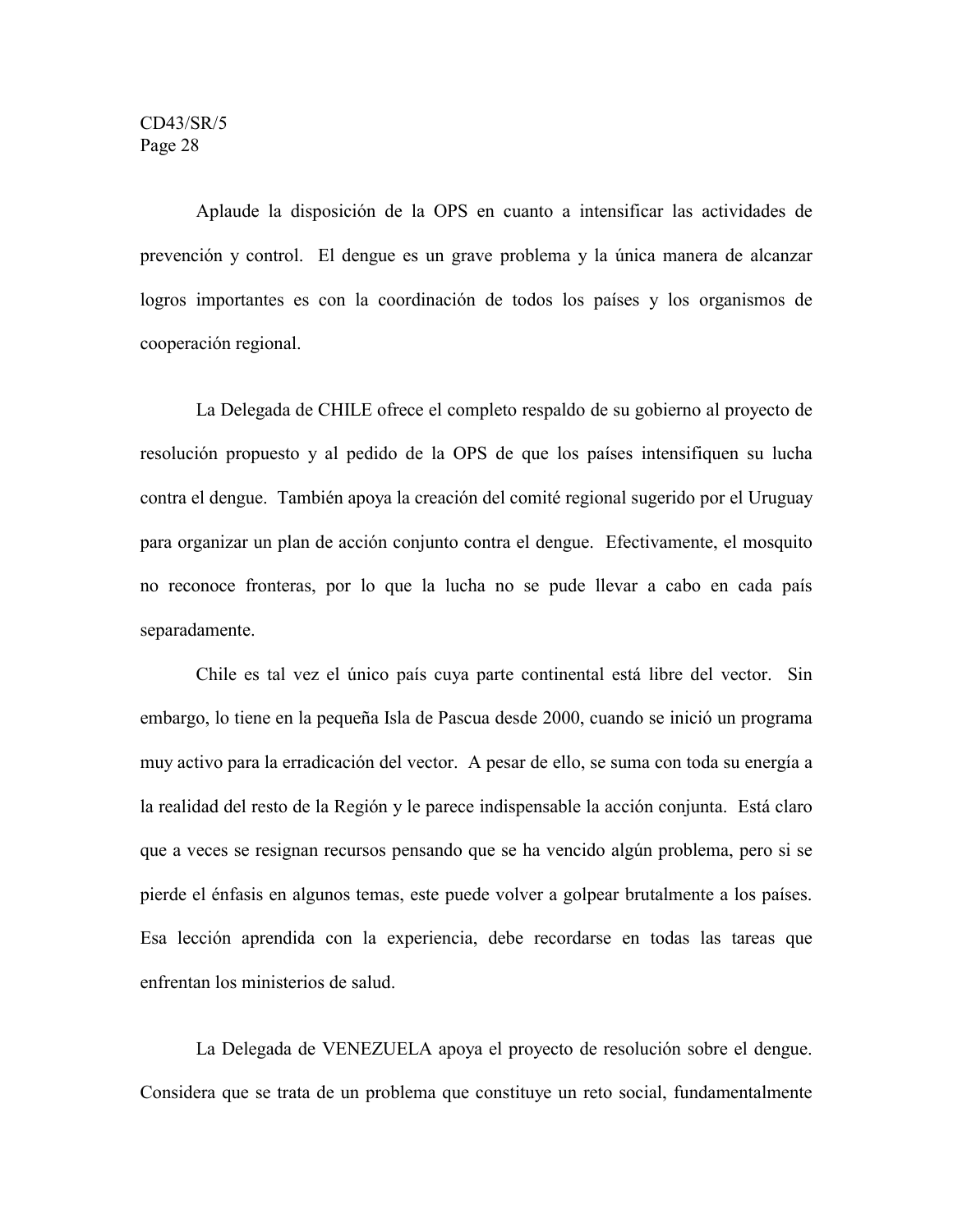Aplaude la disposición de la OPS en cuanto a intensificar las actividades de prevención y control. El dengue es un grave problema y la única manera de alcanzar logros importantes es con la coordinación de todos los países y los organismos de cooperación regional.

La Delegada de CHILE ofrece el completo respaldo de su gobierno al proyecto de resolución propuesto y al pedido de la OPS de que los países intensifiquen su lucha contra el dengue. También apoya la creación del comité regional sugerido por el Uruguay para organizar un plan de acción conjunto contra el dengue. Efectivamente, el mosquito no reconoce fronteras, por lo que la lucha no se pude llevar a cabo en cada país separadamente.

Chile es tal vez el único país cuya parte continental está libre del vector. Sin embargo, lo tiene en la pequeña Isla de Pascua desde 2000, cuando se inició un programa muy activo para la erradicación del vector. A pesar de ello, se suma con toda su energía a la realidad del resto de la Región y le parece indispensable la acción conjunta. Está claro que a veces se resignan recursos pensando que se ha vencido algún problema, pero si se pierde el énfasis en algunos temas, este puede volver a golpear brutalmente a los países. Esa lección aprendida con la experiencia, debe recordarse en todas las tareas que enfrentan los ministerios de salud.

La Delegada de VENEZUELA apoya el proyecto de resolución sobre el dengue. Considera que se trata de un problema que constituye un reto social, fundamentalmente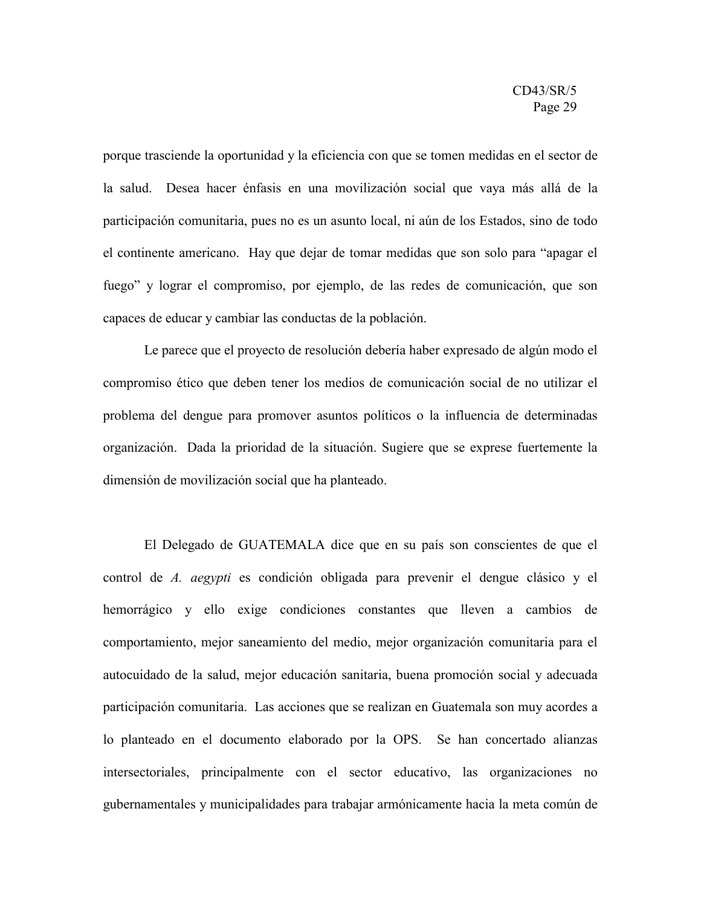porque trasciende la oportunidad y la eficiencia con que se tomen medidas en el sector de la salud. Desea hacer énfasis en una movilización social que vaya más allá de la participación comunitaria, pues no es un asunto local, ni aún de los Estados, sino de todo el continente americano. Hay que dejar de tomar medidas que son solo para "apagar el fuego" y lograr el compromiso, por ejemplo, de las redes de comunicación, que son capaces de educar y cambiar las conductas de la población.

Le parece que el proyecto de resolución debería haber expresado de algún modo el compromiso ético que deben tener los medios de comunicación social de no utilizar el problema del dengue para promover asuntos políticos o la influencia de determinadas organización. Dada la prioridad de la situación. Sugiere que se exprese fuertemente la dimensión de movilización social que ha planteado.

El Delegado de GUATEMALA dice que en su país son conscientes de que el control de *A. aegypti* es condición obligada para prevenir el dengue clásico y el hemorrágico y ello exige condiciones constantes que lleven a cambios de comportamiento, mejor saneamiento del medio, mejor organización comunitaria para el autocuidado de la salud, mejor educación sanitaria, buena promoción social y adecuada participación comunitaria. Las acciones que se realizan en Guatemala son muy acordes a lo planteado en el documento elaborado por la OPS. Se han concertado alianzas intersectoriales, principalmente con el sector educativo, las organizaciones no gubernamentales y municipalidades para trabajar armónicamente hacia la meta común de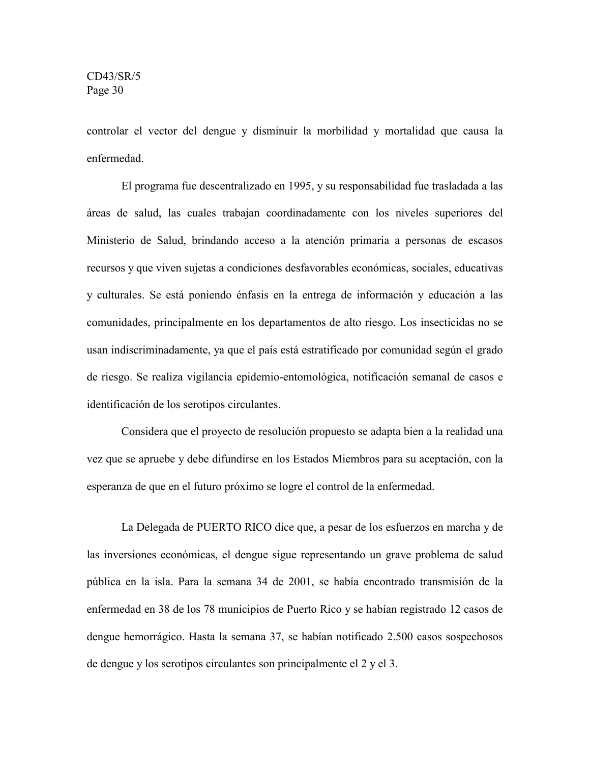controlar el vector del dengue y disminuir la morbilidad y mortalidad que causa la enfermedad.

El programa fue descentralizado en 1995, y su responsabilidad fue trasladada a las áreas de salud, las cuales trabajan coordinadamente con los niveles superiores del Ministerio de Salud, brindando acceso a la atención primaria a personas de escasos recursos y que viven sujetas a condiciones desfavorables económicas, sociales, educativas y culturales. Se está poniendo énfasis en la entrega de información y educación a las comunidades, principalmente en los departamentos de alto riesgo. Los insecticidas no se usan indiscriminadamente, ya que el país está estratificado por comunidad según el grado de riesgo. Se realiza vigilancia epidemio-entomológica, notificación semanal de casos e identificación de los serotipos circulantes.

Considera que el proyecto de resolución propuesto se adapta bien a la realidad una vez que se apruebe y debe difundirse en los Estados Miembros para su aceptación, con la esperanza de que en el futuro próximo se logre el control de la enfermedad.

La Delegada de PUERTO RICO dice que, a pesar de los esfuerzos en marcha y de las inversiones económicas, el dengue sigue representando un grave problema de salud pública en la isla. Para la semana 34 de 2001, se había encontrado transmisión de la enfermedad en 38 de los 78 municipios de Puerto Rico y se habían registrado 12 casos de dengue hemorrágico. Hasta la semana 37, se habían notificado 2.500 casos sospechosos de dengue y los serotipos circulantes son principalmente el 2 y el 3.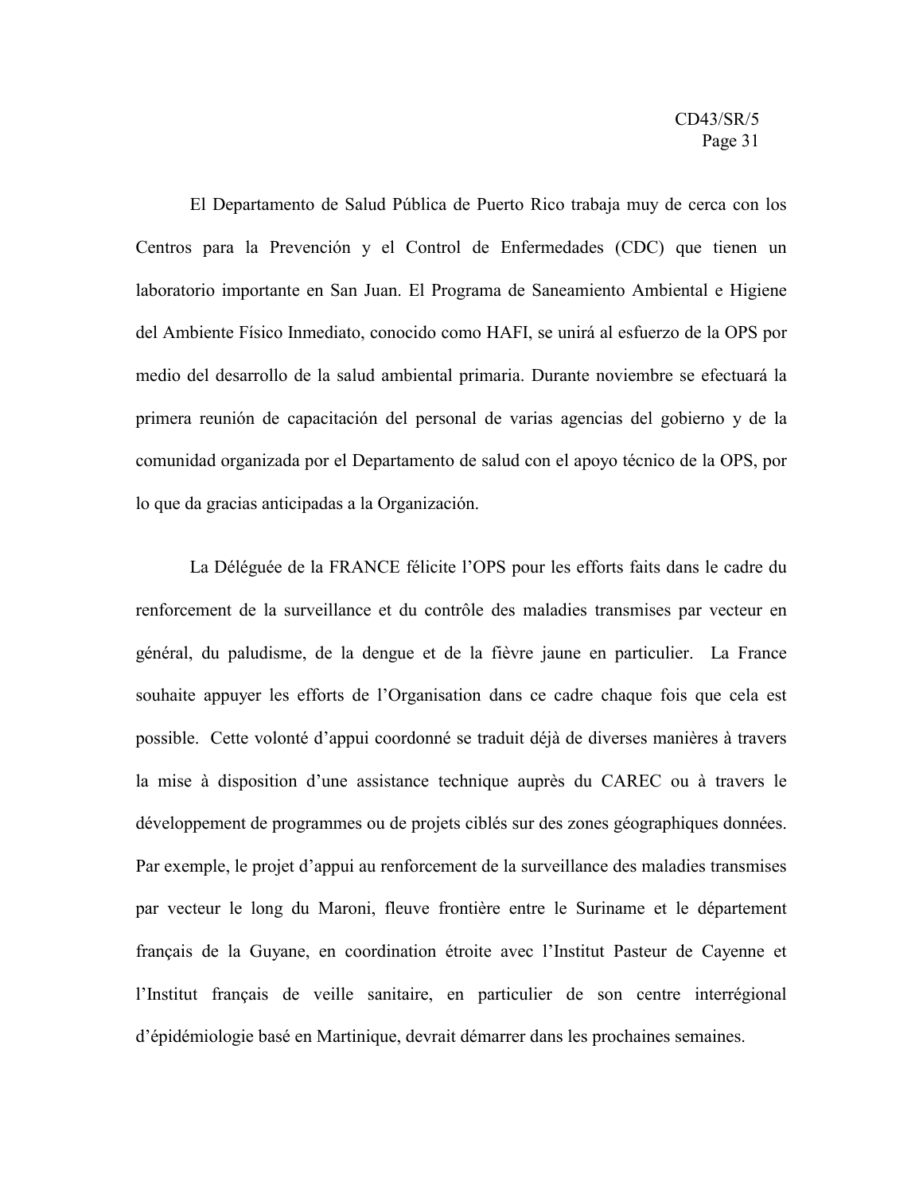El Departamento de Salud Pública de Puerto Rico trabaja muy de cerca con los Centros para la Prevención y el Control de Enfermedades (CDC) que tienen un laboratorio importante en San Juan. El Programa de Saneamiento Ambiental e Higiene del Ambiente Físico Inmediato, conocido como HAFI, se unirá al esfuerzo de la OPS por medio del desarrollo de la salud ambiental primaria. Durante noviembre se efectuará la primera reunión de capacitación del personal de varias agencias del gobierno y de la comunidad organizada por el Departamento de salud con el apoyo técnico de la OPS, por lo que da gracias anticipadas a la Organización.

La Déléguée de la FRANCE félicite l'OPS pour les efforts faits dans le cadre du renforcement de la surveillance et du contrôle des maladies transmises par vecteur en général, du paludisme, de la dengue et de la fièvre jaune en particulier. La France souhaite appuyer les efforts de l'Organisation dans ce cadre chaque fois que cela est possible. Cette volonté d'appui coordonné se traduit déjà de diverses manières à travers la mise à disposition d'une assistance technique auprès du CAREC ou à travers le développement de programmes ou de projets ciblés sur des zones géographiques données. Par exemple, le projet d'appui au renforcement de la surveillance des maladies transmises par vecteur le long du Maroni, fleuve frontière entre le Suriname et le département français de la Guyane, en coordination étroite avec l'Institut Pasteur de Cayenne et l'Institut français de veille sanitaire, en particulier de son centre interrégional d'épidémiologie basé en Martinique, devrait démarrer dans les prochaines semaines.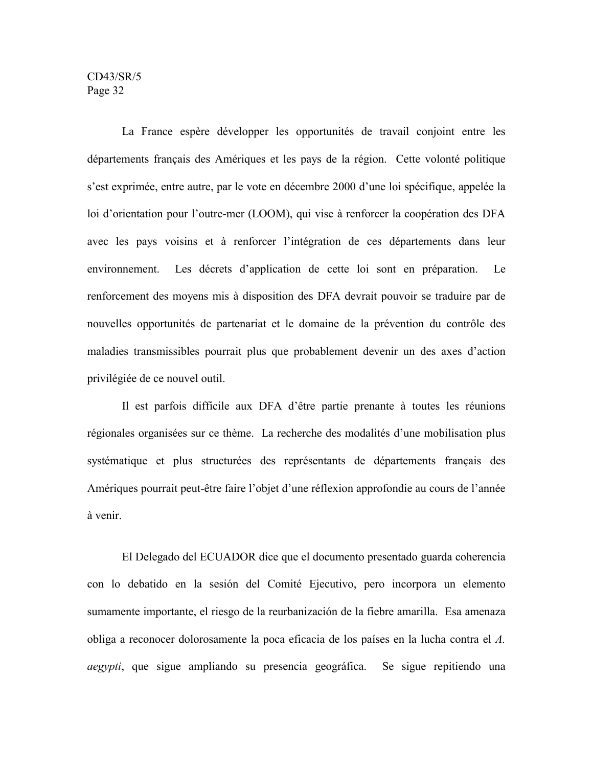La France espère développer les opportunités de travail conjoint entre les départements français des Amériques et les pays de la région. Cette volonté politique s'est exprimée, entre autre, par le vote en décembre 2000 d'une loi spécifique, appelée la loi d'orientation pour l'outre-mer (LOOM), qui vise à renforcer la coopération des DFA avec les pays voisins et à renforcer l'intégration de ces départements dans leur environnement. Les décrets d'application de cette loi sont en préparation. Le renforcement des moyens mis à disposition des DFA devrait pouvoir se traduire par de nouvelles opportunités de partenariat et le domaine de la prévention du contrôle des maladies transmissibles pourrait plus que probablement devenir un des axes d'action privilégiée de ce nouvel outil.

Il est parfois difficile aux DFA d'être partie prenante à toutes les réunions régionales organisées sur ce thème. La recherche des modalités d'une mobilisation plus systématique et plus structurées des représentants de départements français des Amériques pourrait peut-être faire l'objet d'une réflexion approfondie au cours de l'année à venir.

El Delegado del ECUADOR dice que el documento presentado guarda coherencia con lo debatido en la sesión del Comité Ejecutivo, pero incorpora un elemento sumamente importante, el riesgo de la reurbanización de la fiebre amarilla. Esa amenaza obliga a reconocer dolorosamente la poca eficacia de los países en la lucha contra el *A. aegypti*, que sigue ampliando su presencia geográfica. Se sigue repitiendo una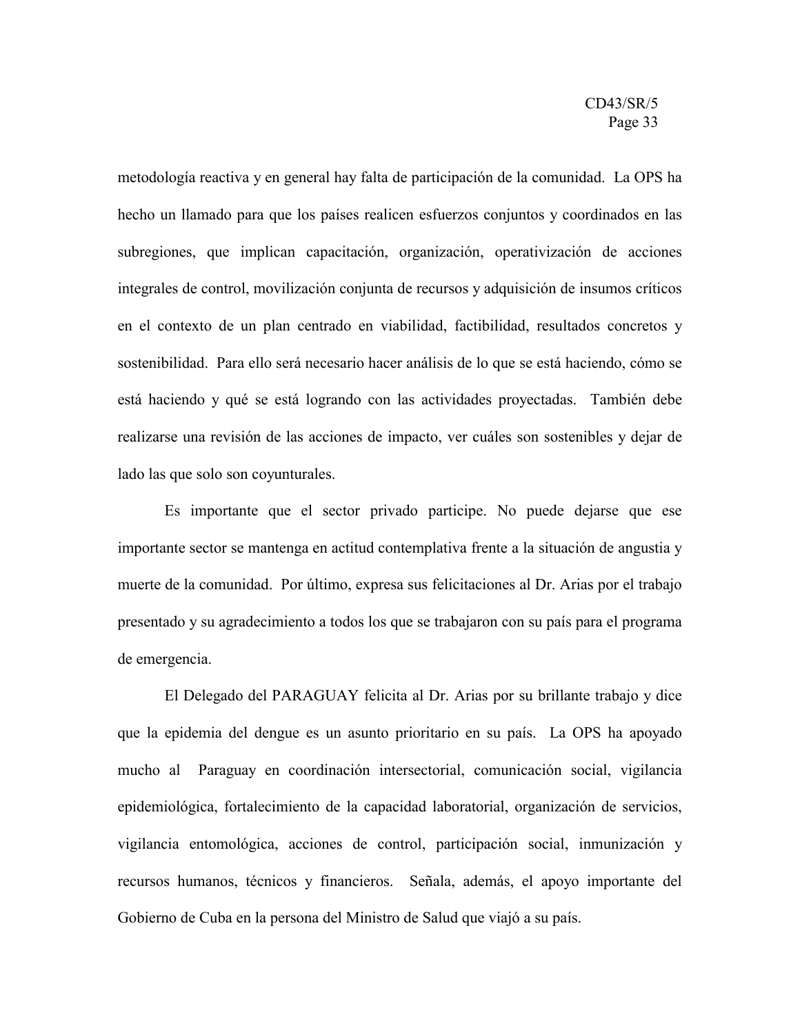metodología reactiva y en general hay falta de participación de la comunidad. La OPS ha hecho un llamado para que los países realicen esfuerzos conjuntos y coordinados en las subregiones, que implican capacitación, organización, operativización de acciones integrales de control, movilización conjunta de recursos y adquisición de insumos críticos en el contexto de un plan centrado en viabilidad, factibilidad, resultados concretos y sostenibilidad. Para ello será necesario hacer análisis de lo que se está haciendo, cómo se está haciendo y qué se está logrando con las actividades proyectadas. También debe realizarse una revisión de las acciones de impacto, ver cuáles son sostenibles y dejar de lado las que solo son coyunturales.

Es importante que el sector privado participe. No puede dejarse que ese importante sector se mantenga en actitud contemplativa frente a la situación de angustia y muerte de la comunidad. Por último, expresa sus felicitaciones al Dr. Arias por el trabajo presentado y su agradecimiento a todos los que se trabajaron con su país para el programa de emergencia.

El Delegado del PARAGUAY felicita al Dr. Arias por su brillante trabajo y dice que la epidemia del dengue es un asunto prioritario en su país. La OPS ha apoyado mucho al Paraguay en coordinación intersectorial, comunicación social, vigilancia epidemiológica, fortalecimiento de la capacidad laboratorial, organización de servicios, vigilancia entomológica, acciones de control, participación social, inmunización y recursos humanos, técnicos y financieros. Señala, además, el apoyo importante del Gobierno de Cuba en la persona del Ministro de Salud que viajó a su país.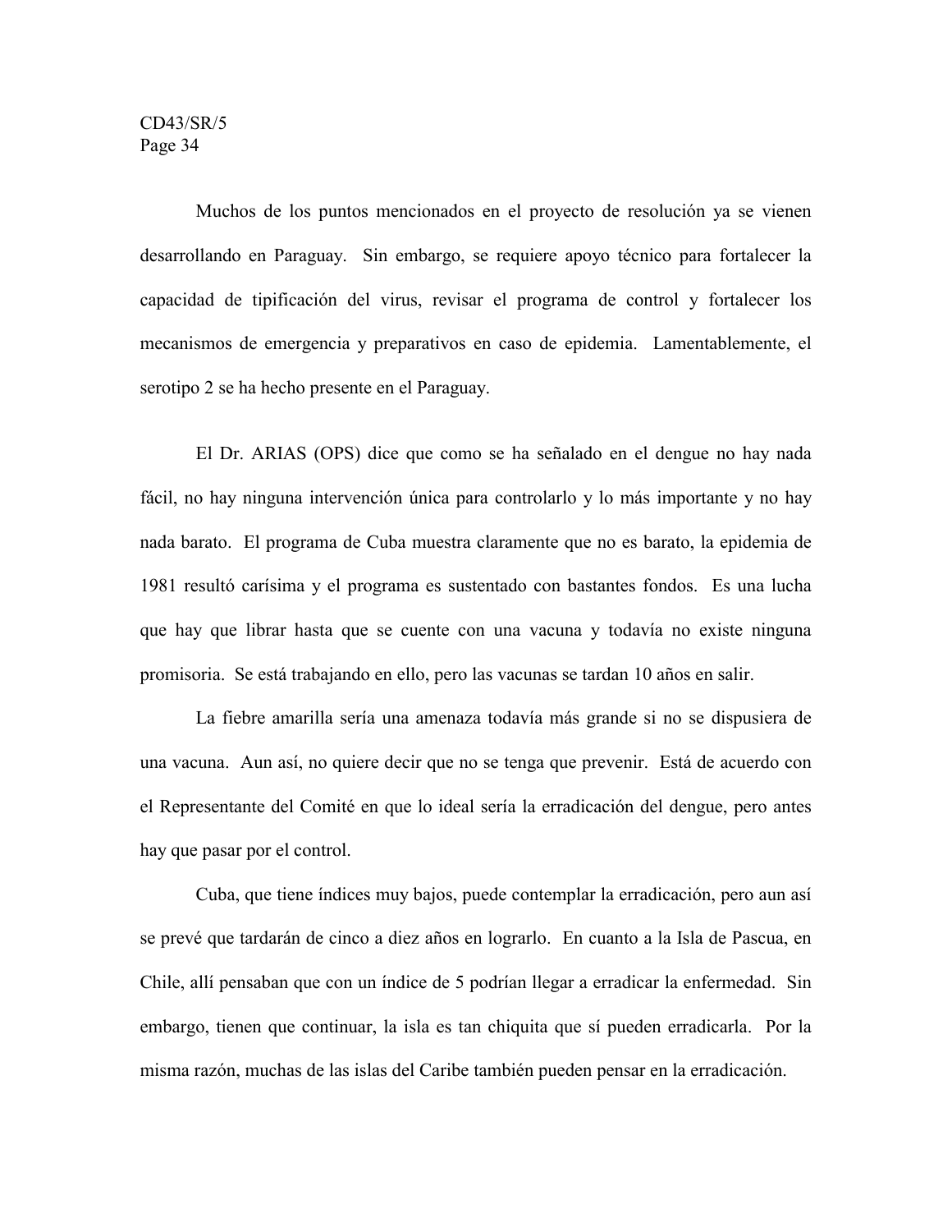Muchos de los puntos mencionados en el proyecto de resolución ya se vienen desarrollando en Paraguay. Sin embargo, se requiere apoyo técnico para fortalecer la capacidad de tipificación del virus, revisar el programa de control y fortalecer los mecanismos de emergencia y preparativos en caso de epidemia. Lamentablemente, el serotipo 2 se ha hecho presente en el Paraguay.

El Dr. ARIAS (OPS) dice que como se ha señalado en el dengue no hay nada fácil, no hay ninguna intervención única para controlarlo y lo más importante y no hay nada barato. El programa de Cuba muestra claramente que no es barato, la epidemia de 1981 resultó carísima y el programa es sustentado con bastantes fondos. Es una lucha que hay que librar hasta que se cuente con una vacuna y todavía no existe ninguna promisoria. Se está trabajando en ello, pero las vacunas se tardan 10 años en salir.

La fiebre amarilla sería una amenaza todavía más grande si no se dispusiera de una vacuna. Aun así, no quiere decir que no se tenga que prevenir. Está de acuerdo con el Representante del Comité en que lo ideal sería la erradicación del dengue, pero antes hay que pasar por el control.

Cuba, que tiene índices muy bajos, puede contemplar la erradicación, pero aun así se prevé que tardarán de cinco a diez años en lograrlo. En cuanto a la Isla de Pascua, en Chile, allí pensaban que con un índice de 5 podrían llegar a erradicar la enfermedad. Sin embargo, tienen que continuar, la isla es tan chiquita que sí pueden erradicarla. Por la misma razón, muchas de las islas del Caribe también pueden pensar en la erradicación.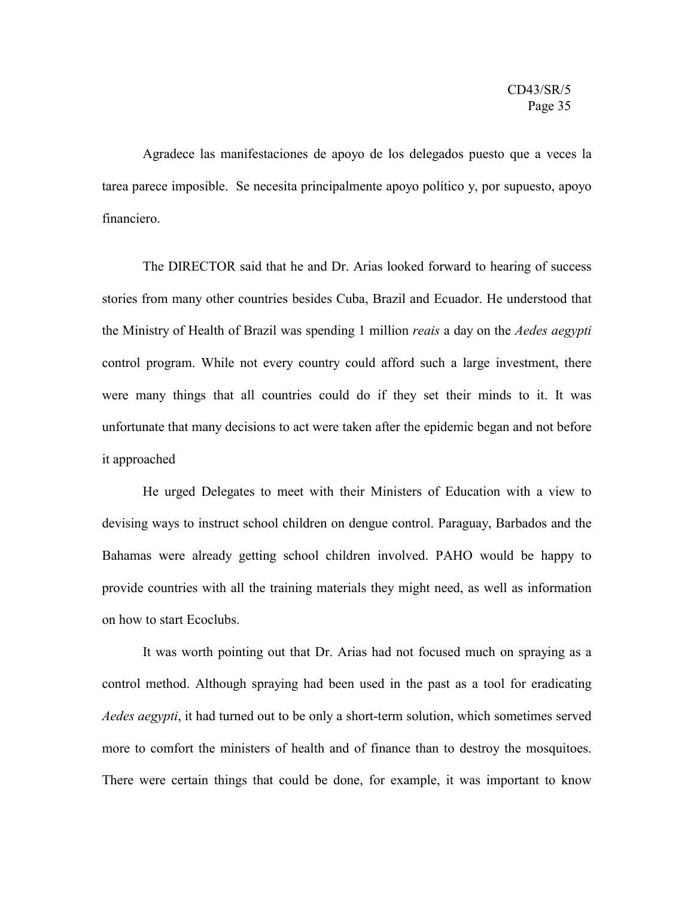Agradece las manifestaciones de apoyo de los delegados puesto que a veces la tarea parece imposible. Se necesita principalmente apoyo político y, por supuesto, apoyo financiero.

The DIRECTOR said that he and Dr. Arias looked forward to hearing of success stories from many other countries besides Cuba, Brazil and Ecuador. He understood that the Ministry of Health of Brazil was spending 1 million *reais* a day on the *Aedes aegypti* control program. While not every country could afford such a large investment, there were many things that all countries could do if they set their minds to it. It was unfortunate that many decisions to act were taken after the epidemic began and not before it approached

He urged Delegates to meet with their Ministers of Education with a view to devising ways to instruct school children on dengue control. Paraguay, Barbados and the Bahamas were already getting school children involved. PAHO would be happy to provide countries with all the training materials they might need, as well as information on how to start Ecoclubs.

It was worth pointing out that Dr. Arias had not focused much on spraying as a control method. Although spraying had been used in the past as a tool for eradicating *Aedes aegypti*, it had turned out to be only a short-term solution, which sometimes served more to comfort the ministers of health and of finance than to destroy the mosquitoes. There were certain things that could be done, for example, it was important to know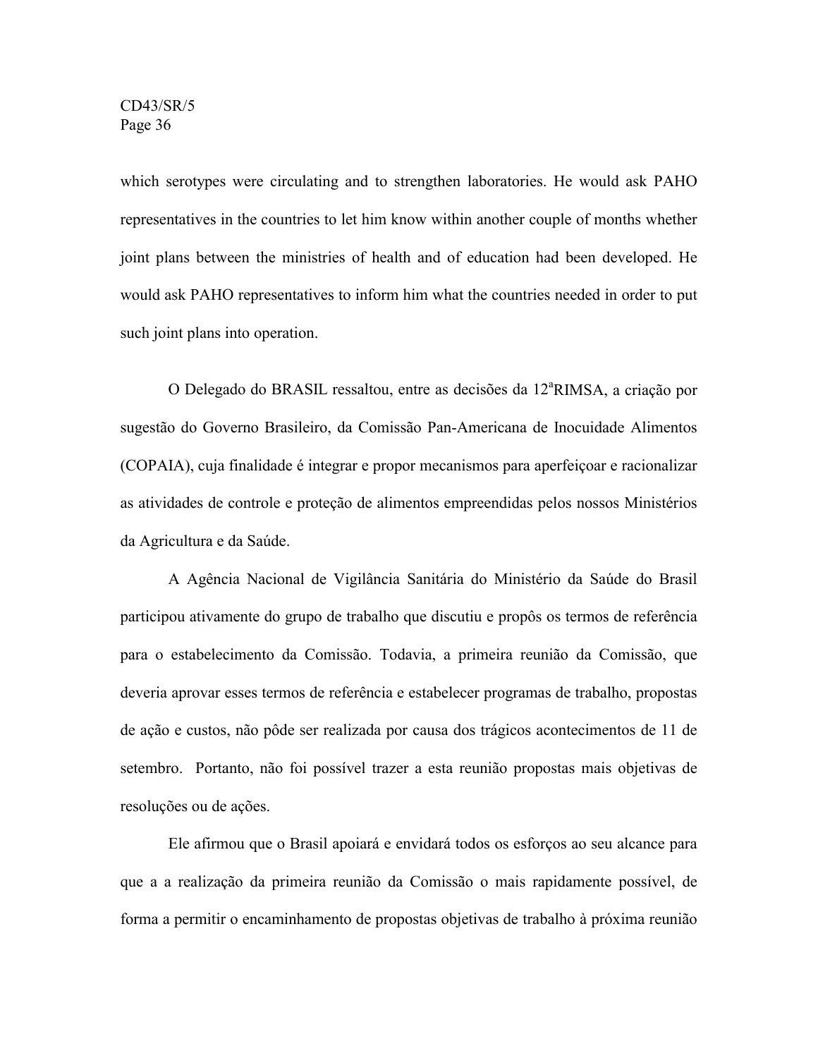which serotypes were circulating and to strengthen laboratories. He would ask PAHO representatives in the countries to let him know within another couple of months whether joint plans between the ministries of health and of education had been developed. He would ask PAHO representatives to inform him what the countries needed in order to put such joint plans into operation.

O Delegado do BRASIL ressaltou, entre as decisões da 12ªRIMSA, a criação por sugestão do Governo Brasileiro, da Comissão Pan-Americana de Inocuidade Alimentos (COPAIA), cuja finalidade é integrar e propor mecanismos para aperfeiçoar e racionalizar as atividades de controle e proteção de alimentos empreendidas pelos nossos Ministérios da Agricultura e da Saúde.

A Agência Nacional de Vigilância Sanitária do Ministério da Saúde do Brasil participou ativamente do grupo de trabalho que discutiu e propôs os termos de referência para o estabelecimento da Comissão. Todavia, a primeira reunião da Comissão, que deveria aprovar esses termos de referência e estabelecer programas de trabalho, propostas de ação e custos, não pôde ser realizada por causa dos trágicos acontecimentos de 11 de setembro. Portanto, não foi possível trazer a esta reunião propostas mais objetivas de resoluções ou de ações.

Ele afirmou que o Brasil apoiará e envidará todos os esforços ao seu alcance para que a a realização da primeira reunião da Comissão o mais rapidamente possível, de forma a permitir o encaminhamento de propostas objetivas de trabalho à próxima reunião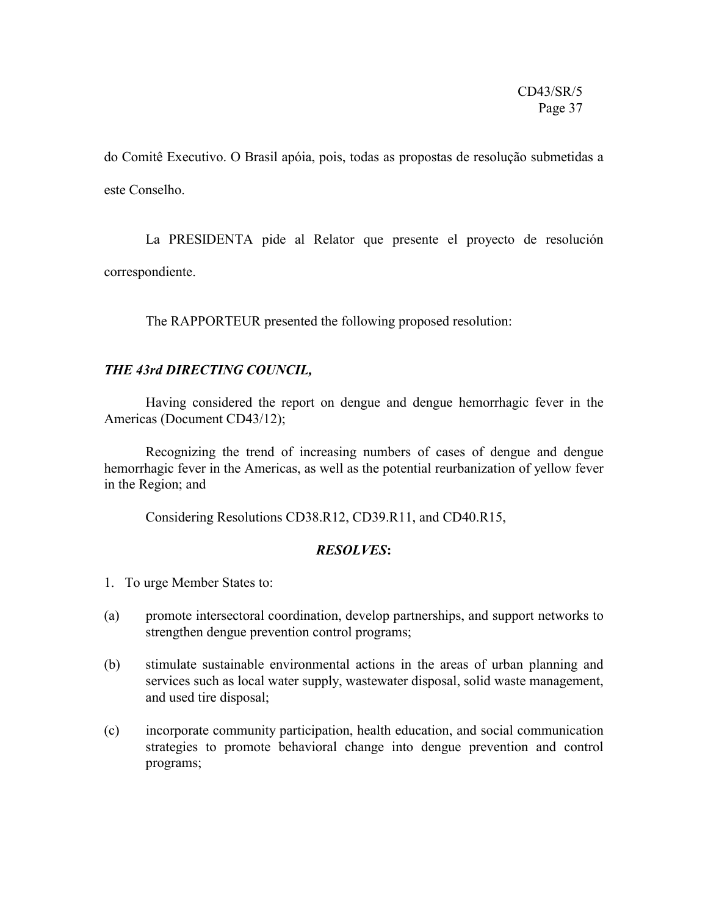do Comitê Executivo. O Brasil apóia, pois, todas as propostas de resolução submetidas a este Conselho.

La PRESIDENTA pide al Relator que presente el proyecto de resolución correspondiente.

The RAPPORTEUR presented the following proposed resolution:

***THE 43rd DIRECTING COUNCIL,***

Having considered the report on dengue and dengue hemorrhagic fever in the Americas (Document CD43/12);

Recognizing the trend of increasing numbers of cases of dengue and dengue hemorrhagic fever in the Americas, as well as the potential reurbanization of yellow fever in the Region; and

Considering Resolutions CD38.R12, CD39.R11, and CD40.R15,

***RESOLVES*:**

1. To urge Member States to:

(a) promote intersectoral coordination, develop partnerships, and support networks to strengthen dengue prevention control programs;

(b) stimulate sustainable environmental actions in the areas of urban planning and services such as local water supply, wastewater disposal, solid waste management, and used tire disposal;

(c) incorporate community participation, health education, and social communication strategies to promote behavioral change into dengue prevention and control programs;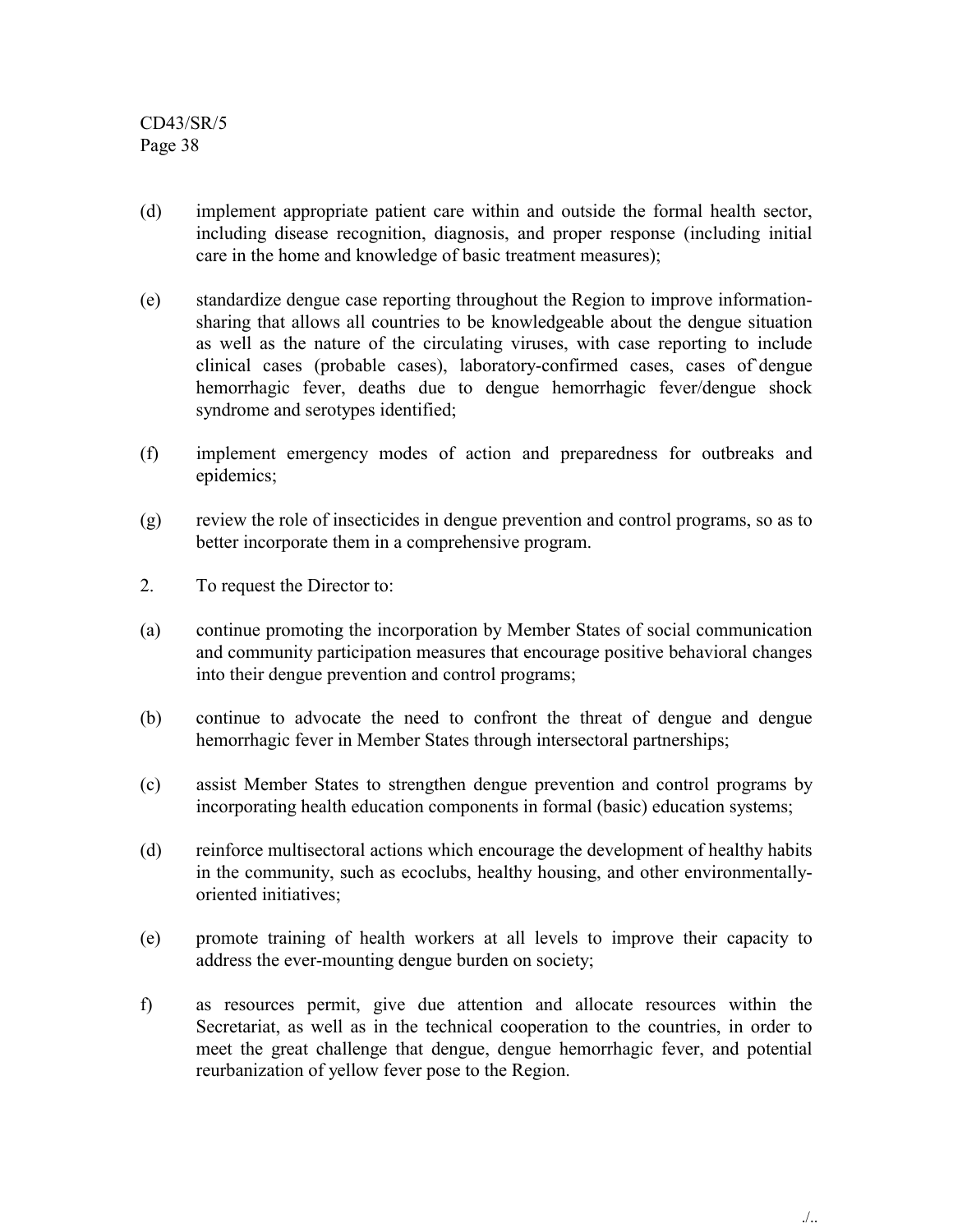(d) implement appropriate patient care within and outside the formal health sector, including disease recognition, diagnosis, and proper response (including initial care in the home and knowledge of basic treatment measures);

(e) standardize dengue case reporting throughout the Region to improve information-sharing that allows all countries to be knowledgeable about the dengue situation as well as the nature of the circulating viruses, with case reporting to include clinical cases (probable cases), laboratory-confirmed cases, cases of dengue hemorrhagic fever, deaths due to dengue hemorrhagic fever/dengue shock syndrome and serotypes identified;

(f) implement emergency modes of action and preparedness for outbreaks and epidemics;

(g) review the role of insecticides in dengue prevention and control programs, so as to better incorporate them in a comprehensive program.

2. To request the Director to:

(a) continue promoting the incorporation by Member States of social communication and community participation measures that encourage positive behavioral changes into their dengue prevention and control programs;

(b) continue to advocate the need to confront the threat of dengue and dengue hemorrhagic fever in Member States through intersectoral partnerships;

(c) assist Member States to strengthen dengue prevention and control programs by incorporating health education components in formal (basic) education systems;

(d) reinforce multisectoral actions which encourage the development of healthy habits in the community, such as ecoclubs, healthy housing, and other environmentally-oriented initiatives;

(e) promote training of health workers at all levels to improve their capacity to address the ever-mounting dengue burden on society;

f) as resources permit, give due attention and allocate resources within the Secretariat, as well as in the technical cooperation to the countries, in order to meet the great challenge that dengue, dengue hemorrhagic fever, and potential reurbanization of yellow fever pose to the Region.

./..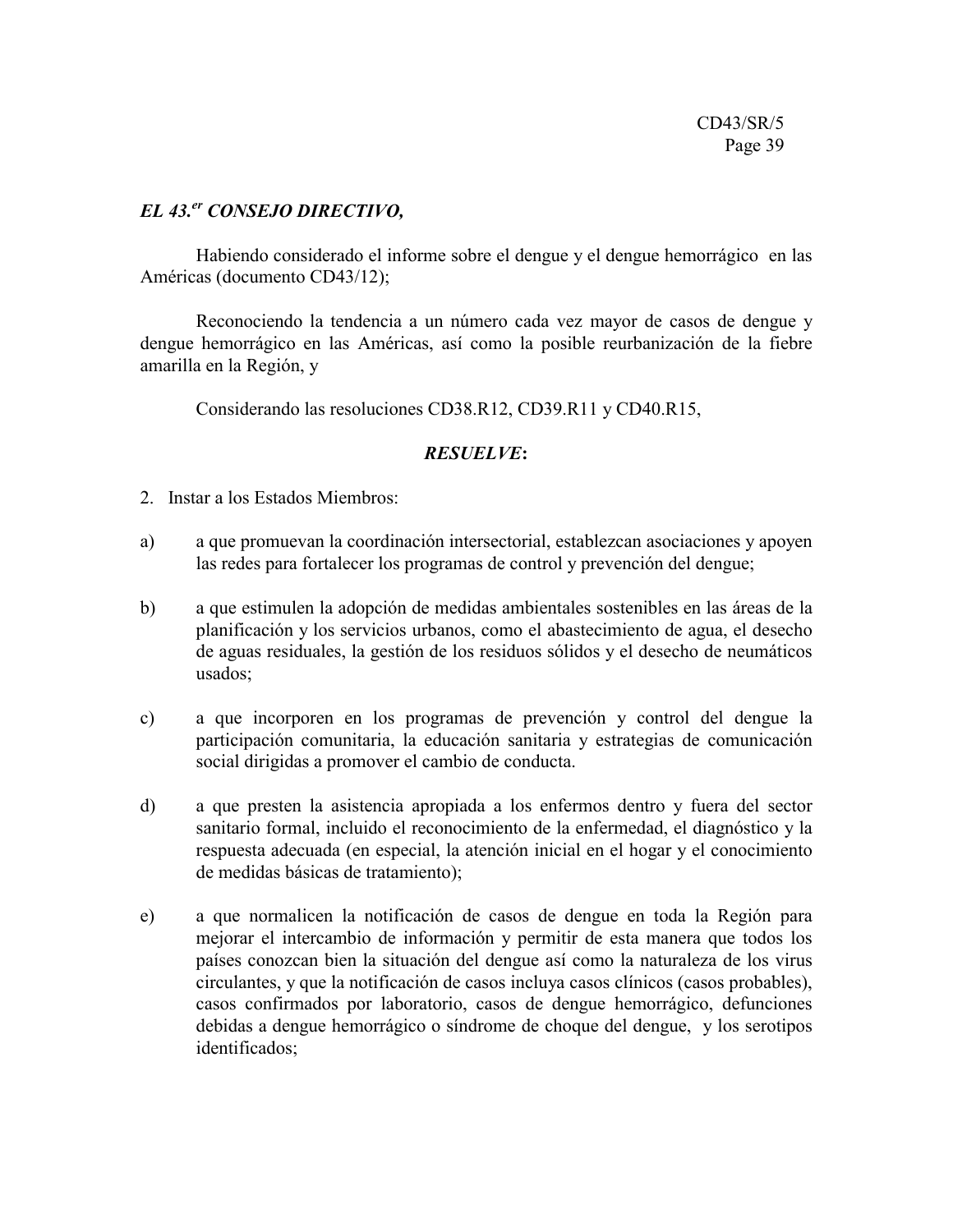***EL 43.er CONSEJO DIRECTIVO,***

Habiendo considerado el informe sobre el dengue y el dengue hemorrágico en las Américas (documento CD43/12);

Reconociendo la tendencia a un número cada vez mayor de casos de dengue y dengue hemorrágico en las Américas, así como la posible reurbanización de la fiebre amarilla en la Región, y

Considerando las resoluciones CD38.R12, CD39.R11 y CD40.R15,

***RESUELVE*:**

2. Instar a los Estados Miembros:

a) a que promuevan la coordinación intersectorial, establezcan asociaciones y apoyen las redes para fortalecer los programas de control y prevención del dengue;

b) a que estimulen la adopción de medidas ambientales sostenibles en las áreas de la planificación y los servicios urbanos, como el abastecimiento de agua, el desecho de aguas residuales, la gestión de los residuos sólidos y el desecho de neumáticos usados;

c) a que incorporen en los programas de prevención y control del dengue la participación comunitaria, la educación sanitaria y estrategias de comunicación social dirigidas a promover el cambio de conducta.

d) a que presten la asistencia apropiada a los enfermos dentro y fuera del sector sanitario formal, incluido el reconocimiento de la enfermedad, el diagnóstico y la respuesta adecuada (en especial, la atención inicial en el hogar y el conocimiento de medidas básicas de tratamiento);

e) a que normalicen la notificación de casos de dengue en toda la Región para mejorar el intercambio de información y permitir de esta manera que todos los países conozcan bien la situación del dengue así como la naturaleza de los virus circulantes, y que la notificación de casos incluya casos clínicos (casos probables), casos confirmados por laboratorio, casos de dengue hemorrágico, defunciones debidas a dengue hemorrágico o síndrome de choque del dengue, y los serotipos identificados;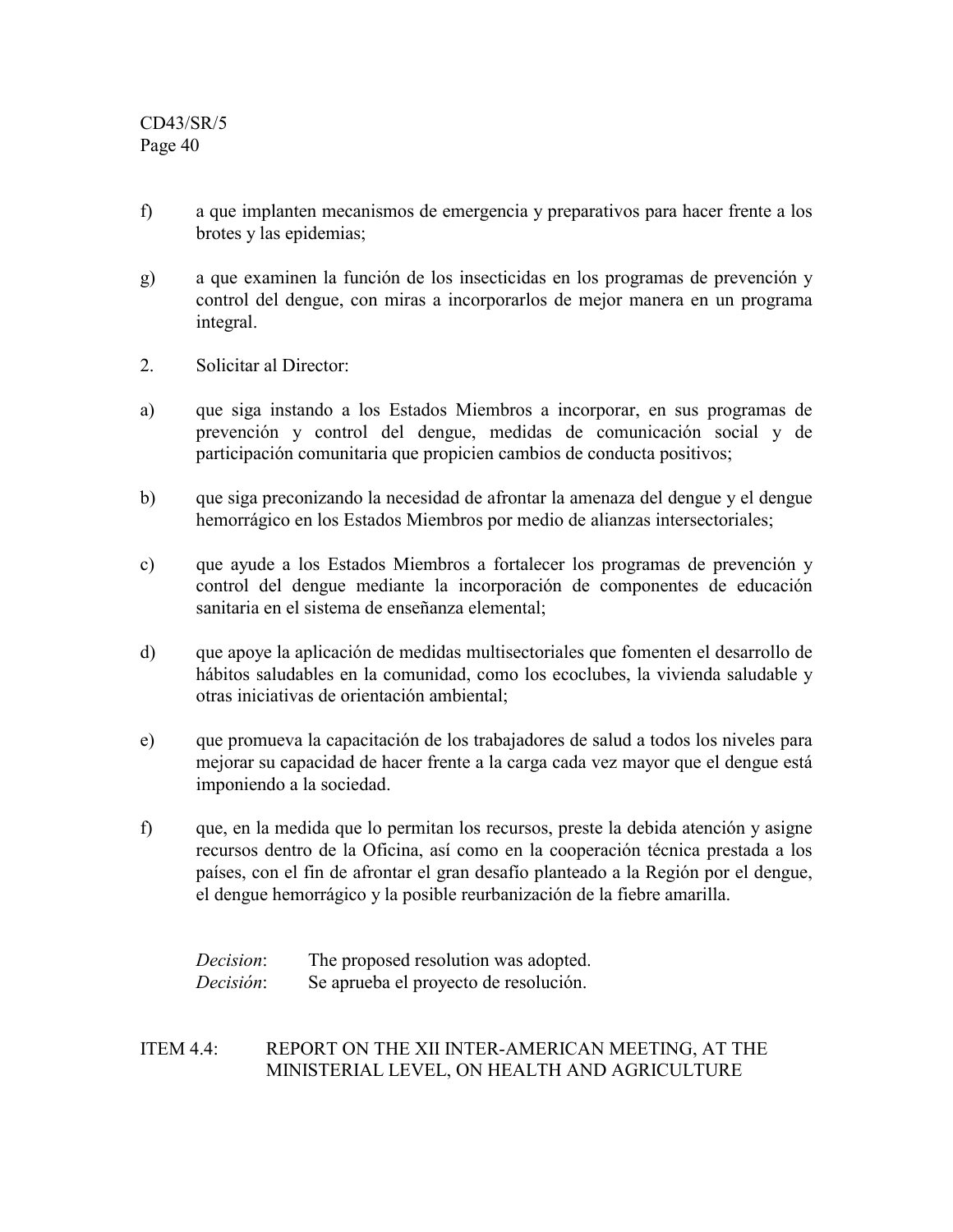f) a que implanten mecanismos de emergencia y preparativos para hacer frente a los brotes y las epidemias;

g) a que examinen la función de los insecticidas en los programas de prevención y control del dengue, con miras a incorporarlos de mejor manera en un programa integral.

2. Solicitar al Director:

a) que siga instando a los Estados Miembros a incorporar, en sus programas de prevención y control del dengue, medidas de comunicación social y de participación comunitaria que propicien cambios de conducta positivos;

b) que siga preconizando la necesidad de afrontar la amenaza del dengue y el dengue hemorrágico en los Estados Miembros por medio de alianzas intersectoriales;

c) que ayude a los Estados Miembros a fortalecer los programas de prevención y control del dengue mediante la incorporación de componentes de educación sanitaria en el sistema de enseñanza elemental;

d) que apoye la aplicación de medidas multisectoriales que fomenten el desarrollo de hábitos saludables en la comunidad, como los ecoclubes, la vivienda saludable y otras iniciativas de orientación ambiental;

e) que promueva la capacitación de los trabajadores de salud a todos los niveles para mejorar su capacidad de hacer frente a la carga cada vez mayor que el dengue está imponiendo a la sociedad.

f) que, en la medida que lo permitan los recursos, preste la debida atención y asigne recursos dentro de la Oficina, así como en la cooperación técnica prestada a los países, con el fin de afrontar el gran desafío planteado a la Región por el dengue, el dengue hemorrágico y la posible reurbanización de la fiebre amarilla.

*Decision*: The proposed resolution was adopted.
*Decisión*: Se aprueba el proyecto de resolución.

## ITEM 4.4: REPORT ON THE XII INTER-AMERICAN MEETING, AT THE MINISTERIAL LEVEL, ON HEALTH AND AGRICULTURE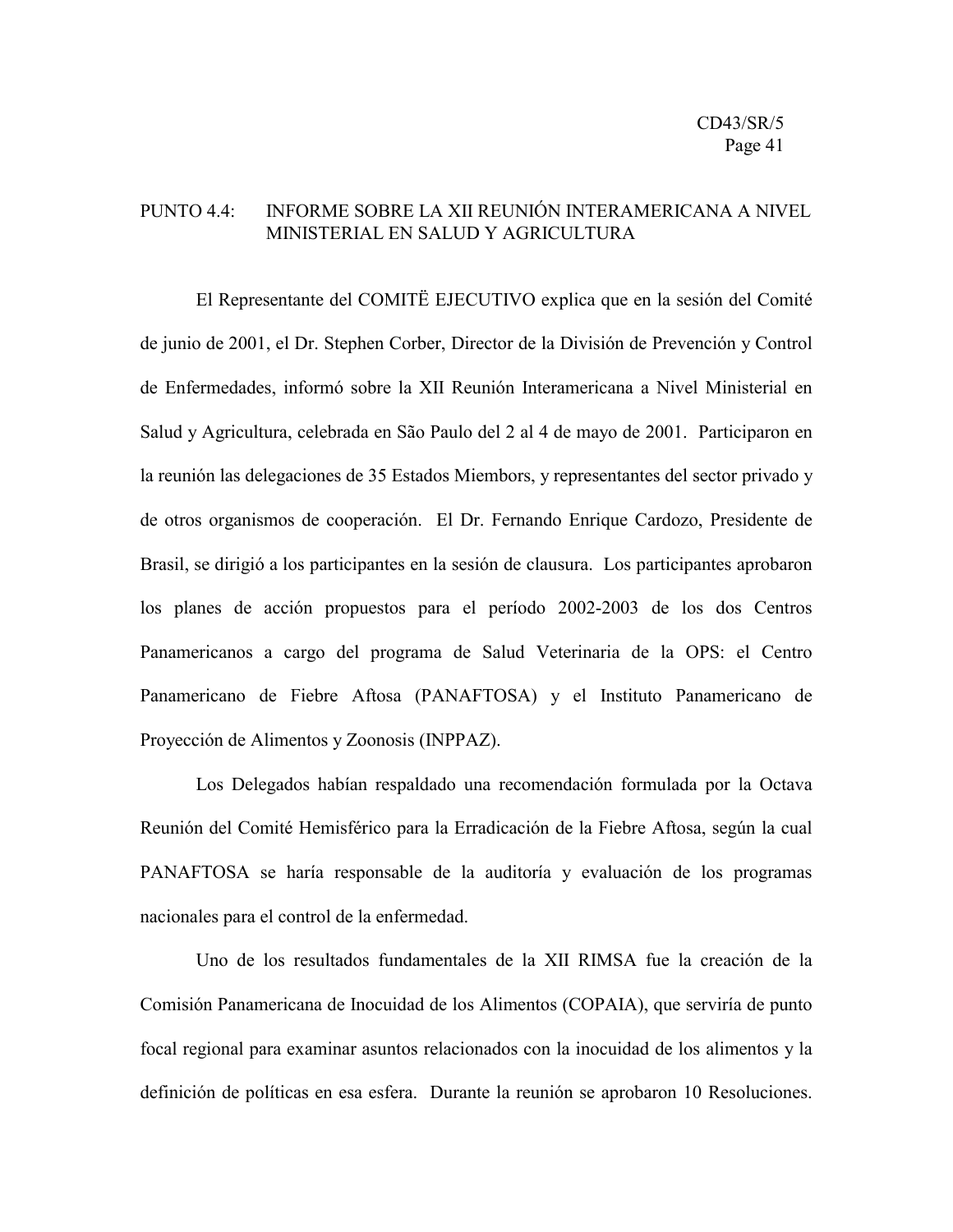## PUNTO 4.4: INFORME SOBRE LA XII REUNIÓN INTERAMERICANA A NIVEL MINISTERIAL EN SALUD Y AGRICULTURA

El Representante del COMITË EJECUTIVO explica que en la sesión del Comité de junio de 2001, el Dr. Stephen Corber, Director de la División de Prevención y Control de Enfermedades, informó sobre la XII Reunión Interamericana a Nivel Ministerial en Salud y Agricultura, celebrada en São Paulo del 2 al 4 de mayo de 2001. Participaron en la reunión las delegaciones de 35 Estados Miembors, y representantes del sector privado y de otros organismos de cooperación. El Dr. Fernando Enrique Cardozo, Presidente de Brasil, se dirigió a los participantes en la sesión de clausura. Los participantes aprobaron los planes de acción propuestos para el período 2002-2003 de los dos Centros Panamericanos a cargo del programa de Salud Veterinaria de la OPS: el Centro Panamericano de Fiebre Aftosa (PANAFTOSA) y el Instituto Panamericano de Proyección de Alimentos y Zoonosis (INPPAZ).

Los Delegados habían respaldado una recomendación formulada por la Octava Reunión del Comité Hemisférico para la Erradicación de la Fiebre Aftosa, según la cual PANAFTOSA se haría responsable de la auditoría y evaluación de los programas nacionales para el control de la enfermedad.

Uno de los resultados fundamentales de la XII RIMSA fue la creación de la Comisión Panamericana de Inocuidad de los Alimentos (COPAIA), que serviría de punto focal regional para examinar asuntos relacionados con la inocuidad de los alimentos y la definición de políticas en esa esfera. Durante la reunión se aprobaron 10 Resoluciones.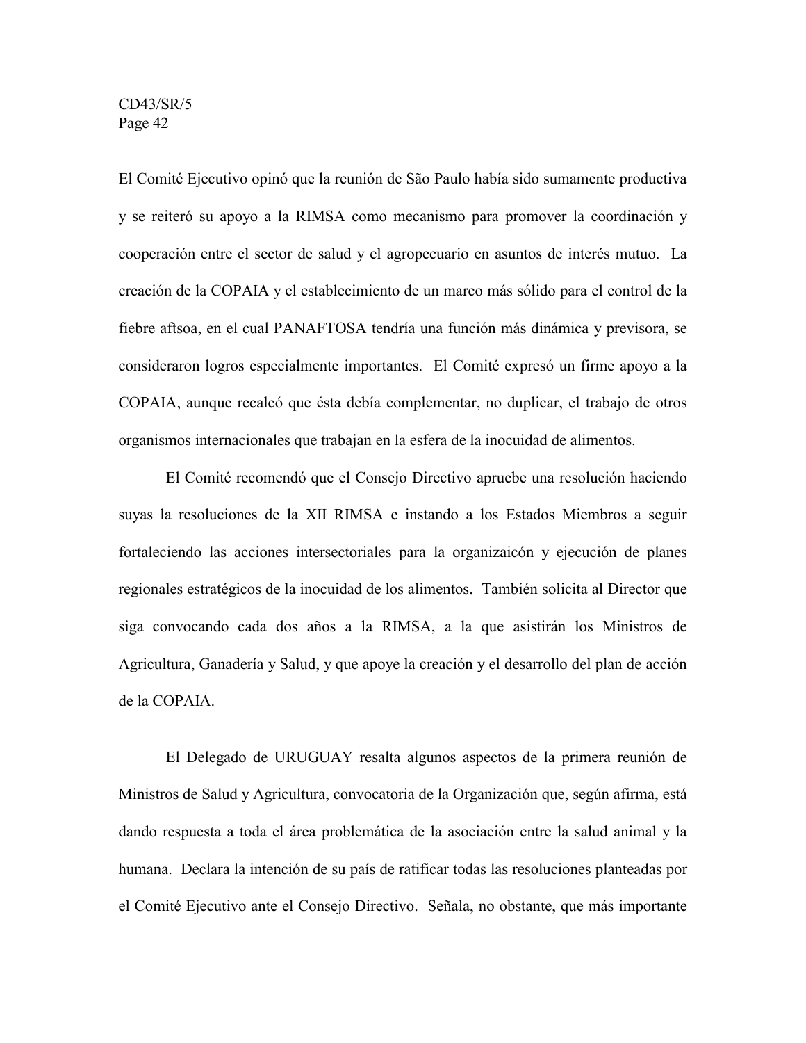El Comité Ejecutivo opinó que la reunión de São Paulo había sido sumamente productiva y se reiteró su apoyo a la RIMSA como mecanismo para promover la coordinación y cooperación entre el sector de salud y el agropecuario en asuntos de interés mutuo. La creación de la COPAIA y el establecimiento de un marco más sólido para el control de la fiebre aftsoa, en el cual PANAFTOSA tendría una función más dinámica y previsora, se consideraron logros especialmente importantes. El Comité expresó un firme apoyo a la COPAIA, aunque recalcó que ésta debía complementar, no duplicar, el trabajo de otros organismos internacionales que trabajan en la esfera de la inocuidad de alimentos.

El Comité recomendó que el Consejo Directivo apruebe una resolución haciendo suyas la resoluciones de la XII RIMSA e instando a los Estados Miembros a seguir fortaleciendo las acciones intersectoriales para la organizaicón y ejecución de planes regionales estratégicos de la inocuidad de los alimentos. También solicita al Director que siga convocando cada dos años a la RIMSA, a la que asistirán los Ministros de Agricultura, Ganadería y Salud, y que apoye la creación y el desarrollo del plan de acción de la COPAIA.

El Delegado de URUGUAY resalta algunos aspectos de la primera reunión de Ministros de Salud y Agricultura, convocatoria de la Organización que, según afirma, está dando respuesta a toda el área problemática de la asociación entre la salud animal y la humana. Declara la intención de su país de ratificar todas las resoluciones planteadas por el Comité Ejecutivo ante el Consejo Directivo. Señala, no obstante, que más importante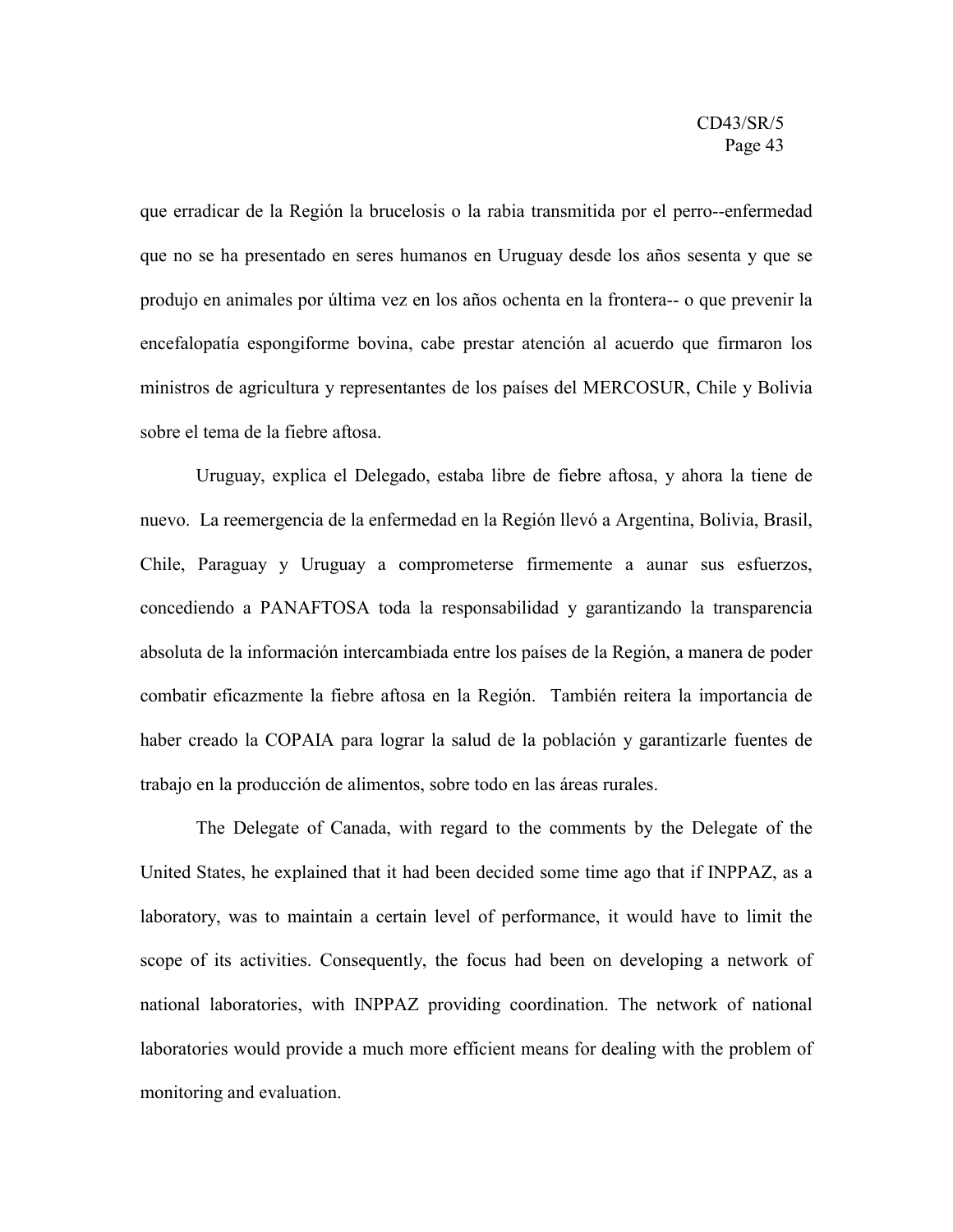que erradicar de la Región la brucelosis o la rabia transmitida por el perro--enfermedad que no se ha presentado en seres humanos en Uruguay desde los años sesenta y que se produjo en animales por última vez en los años ochenta en la frontera-- o que prevenir la encefalopatía espongiforme bovina, cabe prestar atención al acuerdo que firmaron los ministros de agricultura y representantes de los países del MERCOSUR, Chile y Bolivia sobre el tema de la fiebre aftosa.

Uruguay, explica el Delegado, estaba libre de fiebre aftosa, y ahora la tiene de nuevo. La reemergencia de la enfermedad en la Región llevó a Argentina, Bolivia, Brasil, Chile, Paraguay y Uruguay a comprometerse firmemente a aunar sus esfuerzos, concediendo a PANAFTOSA toda la responsabilidad y garantizando la transparencia absoluta de la información intercambiada entre los países de la Región, a manera de poder combatir eficazmente la fiebre aftosa en la Región. También reitera la importancia de haber creado la COPAIA para lograr la salud de la población y garantizarle fuentes de trabajo en la producción de alimentos, sobre todo en las áreas rurales.

The Delegate of Canada, with regard to the comments by the Delegate of the United States, he explained that it had been decided some time ago that if INPPAZ, as a laboratory, was to maintain a certain level of performance, it would have to limit the scope of its activities. Consequently, the focus had been on developing a network of national laboratories, with INPPAZ providing coordination. The network of national laboratories would provide a much more efficient means for dealing with the problem of monitoring and evaluation.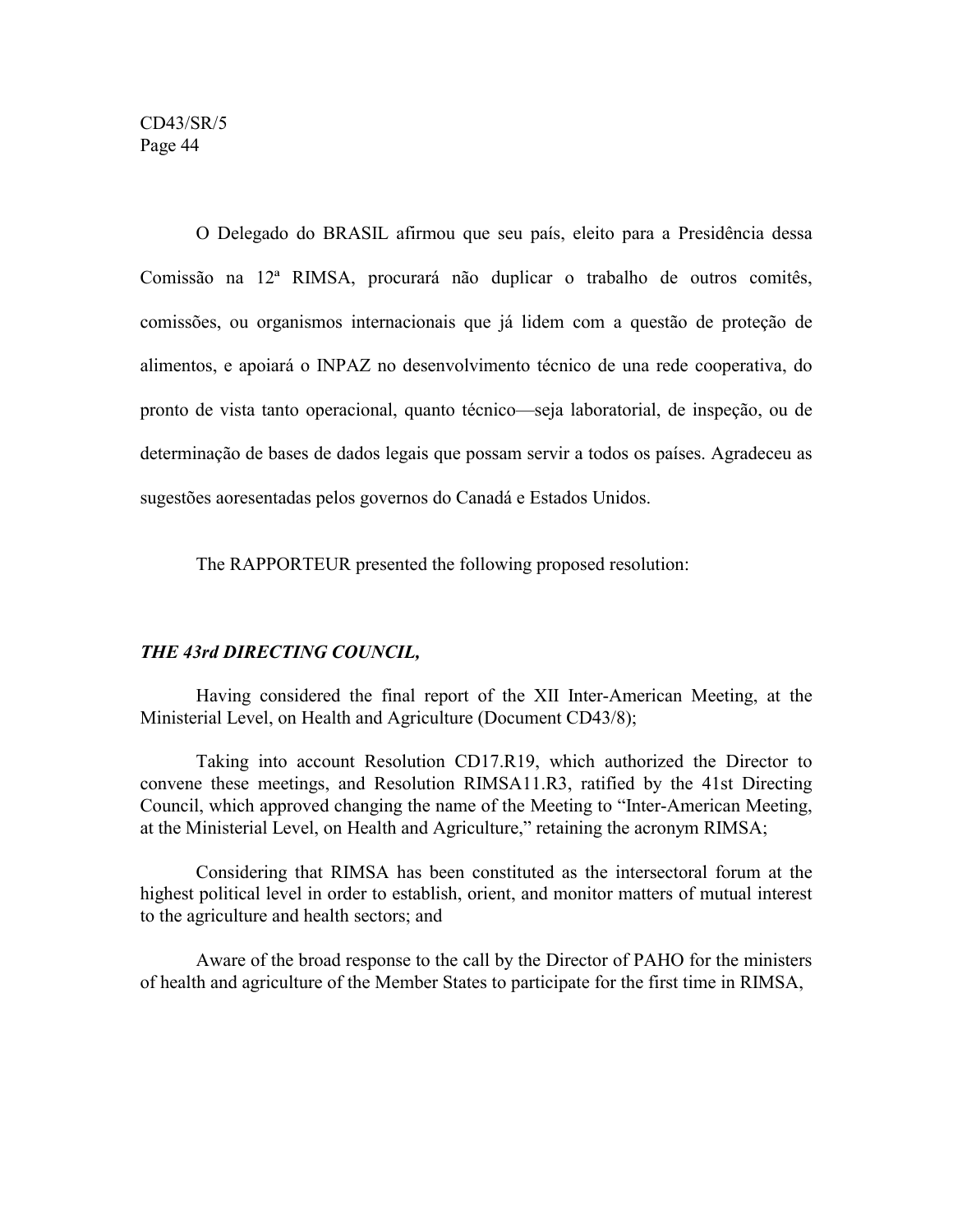O Delegado do BRASIL afirmou que seu país, eleito para a Presidência dessa Comissão na 12ª RIMSA, procurará não duplicar o trabalho de outros comitês, comissões, ou organismos internacionais que já lidem com a questão de proteção de alimentos, e apoiará o INPAZ no desenvolvimento técnico de una rede cooperativa, do pronto de vista tanto operacional, quanto técnico—seja laboratorial, de inspeção, ou de determinação de bases de dados legais que possam servir a todos os países. Agradeceu as sugestões aoresentadas pelos governos do Canadá e Estados Unidos.

The RAPPORTEUR presented the following proposed resolution:

***THE 43rd DIRECTING COUNCIL,***

Having considered the final report of the XII Inter-American Meeting, at the Ministerial Level, on Health and Agriculture (Document CD43/8);

Taking into account Resolution CD17.R19, which authorized the Director to convene these meetings, and Resolution RIMSA11.R3, ratified by the 41st Directing Council, which approved changing the name of the Meeting to "Inter-American Meeting, at the Ministerial Level, on Health and Agriculture," retaining the acronym RIMSA;

Considering that RIMSA has been constituted as the intersectoral forum at the highest political level in order to establish, orient, and monitor matters of mutual interest to the agriculture and health sectors; and

Aware of the broad response to the call by the Director of PAHO for the ministers of health and agriculture of the Member States to participate for the first time in RIMSA,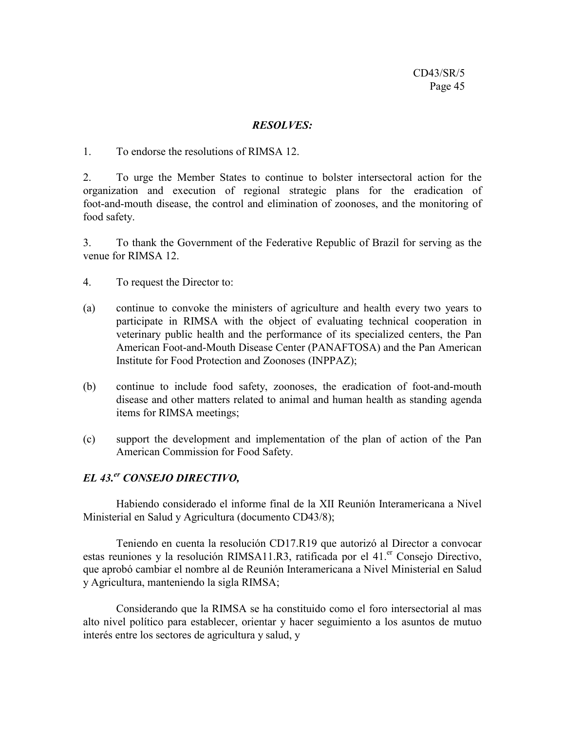***RESOLVES:***

1. To endorse the resolutions of RIMSA 12.

2. To urge the Member States to continue to bolster intersectoral action for the organization and execution of regional strategic plans for the eradication of foot-and-mouth disease, the control and elimination of zoonoses, and the monitoring of food safety.

3. To thank the Government of the Federative Republic of Brazil for serving as the venue for RIMSA 12.

4. To request the Director to:

(a) continue to convoke the ministers of agriculture and health every two years to participate in RIMSA with the object of evaluating technical cooperation in veterinary public health and the performance of its specialized centers, the Pan American Foot-and-Mouth Disease Center (PANAFTOSA) and the Pan American Institute for Food Protection and Zoonoses (INPPAZ);

(b) continue to include food safety, zoonoses, the eradication of foot-and-mouth disease and other matters related to animal and human health as standing agenda items for RIMSA meetings;

(c) support the development and implementation of the plan of action of the Pan American Commission for Food Safety.

***EL 43.er CONSEJO DIRECTIVO,***

Habiendo considerado el informe final de la XII Reunión Interamericana a Nivel Ministerial en Salud y Agricultura (documento CD43/8);

Teniendo en cuenta la resolución CD17.R19 que autorizó al Director a convocar estas reuniones y la resolución RIMSA11.R3, ratificada por el 41.er Consejo Directivo, que aprobó cambiar el nombre al de Reunión Interamericana a Nivel Ministerial en Salud y Agricultura, manteniendo la sigla RIMSA;

Considerando que la RIMSA se ha constituido como el foro intersectorial al mas alto nivel político para establecer, orientar y hacer seguimiento a los asuntos de mutuo interés entre los sectores de agricultura y salud, y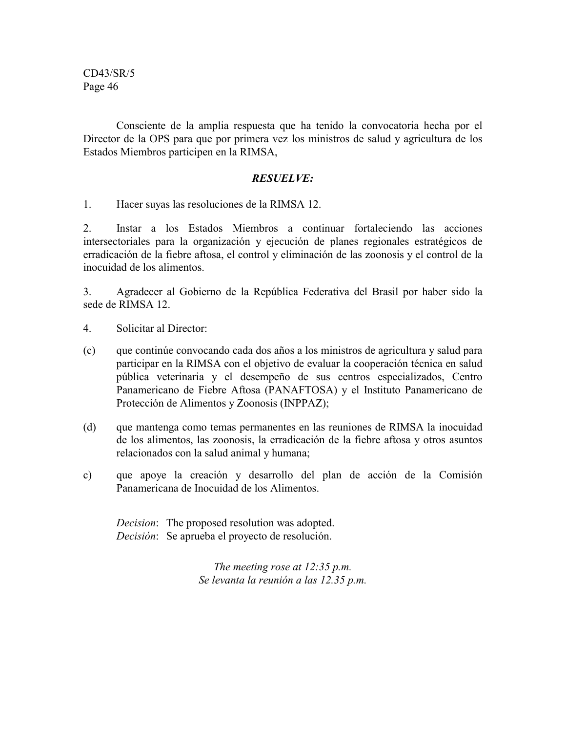Consciente de la amplia respuesta que ha tenido la convocatoria hecha por el Director de la OPS para que por primera vez los ministros de salud y agricultura de los Estados Miembros participen en la RIMSA,

***RESUELVE:***

1. Hacer suyas las resoluciones de la RIMSA 12.

2. Instar a los Estados Miembros a continuar fortaleciendo las acciones intersectoriales para la organización y ejecución de planes regionales estratégicos de erradicación de la fiebre aftosa, el control y eliminación de las zoonosis y el control de la inocuidad de los alimentos.

3. Agradecer al Gobierno de la República Federativa del Brasil por haber sido la sede de RIMSA 12.

4. Solicitar al Director:

(c) que continúe convocando cada dos años a los ministros de agricultura y salud para participar en la RIMSA con el objetivo de evaluar la cooperación técnica en salud pública veterinaria y el desempeño de sus centros especializados, Centro Panamericano de Fiebre Aftosa (PANAFTOSA) y el Instituto Panamericano de Protección de Alimentos y Zoonosis (INPPAZ);

(d) que mantenga como temas permanentes en las reuniones de RIMSA la inocuidad de los alimentos, las zoonosis, la erradicación de la fiebre aftosa y otros asuntos relacionados con la salud animal y humana;

c) que apoye la creación y desarrollo del plan de acción de la Comisión Panamericana de Inocuidad de los Alimentos.

*Decision*: The proposed resolution was adopted.
*Decisión*: Se aprueba el proyecto de resolución.

*The meeting rose at 12:35 p.m.*
*Se levanta la reunión a las 12.35 p.m.*